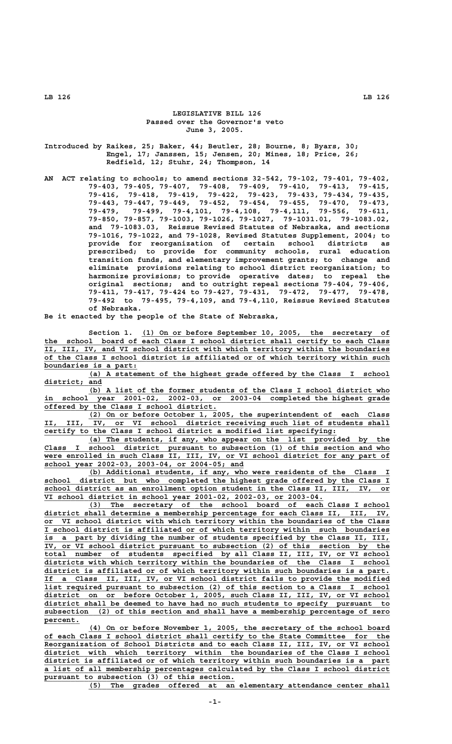# LEGISLATIVE BILL 126

Passed over the Governor's veto
June 3, 2005.

Introduced by Raikes, 25; Baker, 44; Beutler, 28; Bourne, 8; Byars, 30; Engel, 17; Janssen, 15; Jensen, 20; Mines, 18; Price, 26; Redfield, 12; Stuhr, 24; Thompson, 14

AN ACT relating to schools; to amend sections 32-542, 79-102, 79-401, 79-402, 79-403, 79-405, 79-407, 79-408, 79-409, 79-410, 79-413, 79-415, 79-416, 79-418, 79-419, 79-422, 79-423, 79-433, 79-434, 79-435, 79-443, 79-447, 79-449, 79-452, 79-454, 79-455, 79-470, 79-473, 79-479, 79-499, 79-4,101, 79-4,108, 79-4,111, 79-556, 79-611, 79-850, 79-857, 79-1003, 79-1026, 79-1027, 79-1031.01, 79-1083.02, and 79-1083.03, Reissue Revised Statutes of Nebraska, and sections 79-1016, 79-1022, and 79-1028, Revised Statutes Supplement, 2004; to provide for reorganization of certain school districts as prescribed; to provide for community schools, rural education transition funds, and elementary improvement grants; to change and eliminate provisions relating to school district reorganization; to harmonize provisions; to provide operative dates; to repeal the original sections; and to outright repeal sections 79-404, 79-406, 79-411, 79-417, 79-424 to 79-427, 79-431, 79-472, 79-477, 79-478, 79-492 to 79-495, 79-4,109, and 79-4,110, Reissue Revised Statutes of Nebraska.

Be it enacted by the people of the State of Nebraska,

Section 1. (1) On or before September 10, 2005, the secretary of the school board of each Class I school district shall certify to each Class II, III, IV, and VI school district with which territory within the boundaries of the Class I school district is affiliated or of which territory within such boundaries is a part:

(a) A statement of the highest grade offered by the Class I school district; and

(b) A list of the former students of the Class I school district who in school year 2001-02, 2002-03, or 2003-04 completed the highest grade offered by the Class I school district.

(2) On or before October 1, 2005, the superintendent of each Class II, III, IV, or VI school district receiving such list of students shall certify to the Class I school district a modified list specifying:

(a) The students, if any, who appear on the list provided by the Class I school district pursuant to subsection (1) of this section and who were enrolled in such Class II, III, IV, or VI school district for any part of school year 2002-03, 2003-04, or 2004-05; and

(b) Additional students, if any, who were residents of the Class I school district but who completed the highest grade offered by the Class I school district as an enrollment option student in the Class II, III, IV, or VI school district in school year 2001-02, 2002-03, or 2003-04.

(3) The secretary of the school board of each Class I school district shall determine a membership percentage for each Class II, III, IV, or VI school district with which territory within the boundaries of the Class I school district is affiliated or of which territory within such boundaries is a part by dividing the number of students specified by the Class II, III, IV, or VI school district pursuant to subsection (2) of this section by the total number of students specified by all Class II, III, IV, or VI school districts with which territory within the boundaries of the Class I school district is affiliated or of which territory within such boundaries is a part. If a Class II, III, IV, or VI school district fails to provide the modified list required pursuant to subsection (2) of this section to a Class I school district on or before October 1, 2005, such Class II, III, IV, or VI school district shall be deemed to have had no such students to specify pursuant to subsection (2) of this section and shall have a membership percentage of zero percent.

(4) On or before November 1, 2005, the secretary of the school board of each Class I school district shall certify to the State Committee for the Reorganization of School Districts and to each Class II, III, IV, or VI school district with which territory within the boundaries of the Class I school district is affiliated or of which territory within such boundaries is a part a list of all membership percentages calculated by the Class I school district pursuant to subsection (3) of this section.

(5) The grades offered at an elementary attendance center shall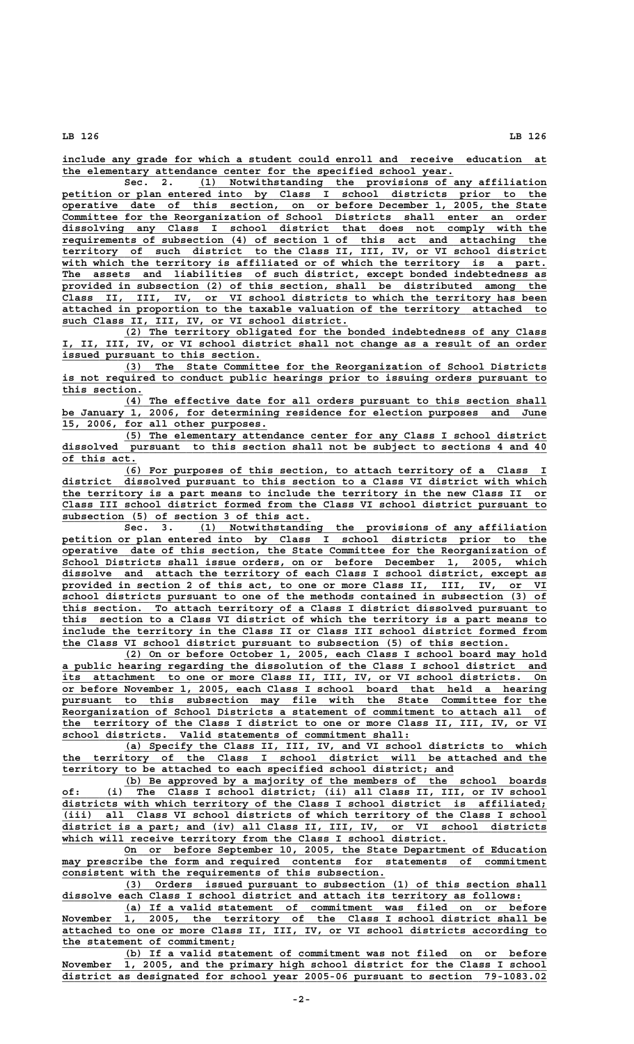include any grade for which a student could enroll and receive education at the elementary attendance center for the specified school year.

Sec. 2. (1) Notwithstanding the provisions of any affiliation petition or plan entered into by Class I school districts prior to the operative date of this section, on or before December 1, 2005, the State Committee for the Reorganization of School Districts shall enter an order dissolving any Class I school district that does not comply with the requirements of subsection (4) of section 1 of this act and attaching the territory of such district to the Class II, III, IV, or VI school district with which the territory is affiliated or of which the territory is a part. The assets and liabilities of such district, except bonded indebtedness as provided in subsection (2) of this section, shall be distributed among the Class II, III, IV, or VI school districts to which the territory has been attached in proportion to the taxable valuation of the territory attached to such Class II, III, IV, or VI school district.

(2) The territory obligated for the bonded indebtedness of any Class I, II, III, IV, or VI school district shall not change as a result of an order issued pursuant to this section.

(3) The State Committee for the Reorganization of School Districts is not required to conduct public hearings prior to issuing orders pursuant to this section.

(4) The effective date for all orders pursuant to this section shall be January 1, 2006, for determining residence for election purposes and June 15, 2006, for all other purposes.

(5) The elementary attendance center for any Class I school district dissolved pursuant to this section shall not be subject to sections 4 and 40 of this act.

(6) For purposes of this section, to attach territory of a Class I district dissolved pursuant to this section to a Class VI district with which the territory is a part means to include the territory in the new Class II or Class III school district formed from the Class VI school district pursuant to subsection (5) of section 3 of this act.

Sec. 3. (1) Notwithstanding the provisions of any affiliation petition or plan entered into by Class I school districts prior to the operative date of this section, the State Committee for the Reorganization of School Districts shall issue orders, on or before December 1, 2005, which dissolve and attach the territory of each Class I school district, except as provided in section 2 of this act, to one or more Class II, III, IV, or VI school districts pursuant to one of the methods contained in subsection (3) of this section. To attach territory of a Class I district dissolved pursuant to this section to a Class VI district of which the territory is a part means to include the territory in the Class II or Class III school district formed from the Class VI school district pursuant to subsection (5) of this section.

(2) On or before October 1, 2005, each Class I school board may hold a public hearing regarding the dissolution of the Class I school district and its attachment to one or more Class II, III, IV, or VI school districts. On or before November 1, 2005, each Class I school board that held a hearing pursuant to this subsection may file with the State Committee for the Reorganization of School Districts a statement of commitment to attach all of the territory of the Class I district to one or more Class II, III, IV, or VI school districts. Valid statements of commitment shall:

(a) Specify the Class II, III, IV, and VI school districts to which the territory of the Class I school district will be attached and the territory to be attached to each specified school district; and

(b) Be approved by a majority of the members of the school boards of: (i) The Class I school district; (ii) all Class II, III, or IV school districts with which territory of the Class I school district is affiliated; (iii) all Class VI school districts of which territory of the Class I school district is a part; and (iv) all Class II, III, IV, or VI school districts which will receive territory from the Class I school district.

On or before September 10, 2005, the State Department of Education may prescribe the form and required contents for statements of commitment consistent with the requirements of this subsection.

(3) Orders issued pursuant to subsection (1) of this section shall dissolve each Class I school district and attach its territory as follows:

(a) If a valid statement of commitment was filed on or before November 1, 2005, the territory of the Class I school district shall be attached to one or more Class II, III, IV, or VI school districts according to the statement of commitment;

(b) If a valid statement of commitment was not filed on or before November 1, 2005, and the primary high school district for the Class I school district as designated for school year 2005-06 pursuant to section 79-1083.02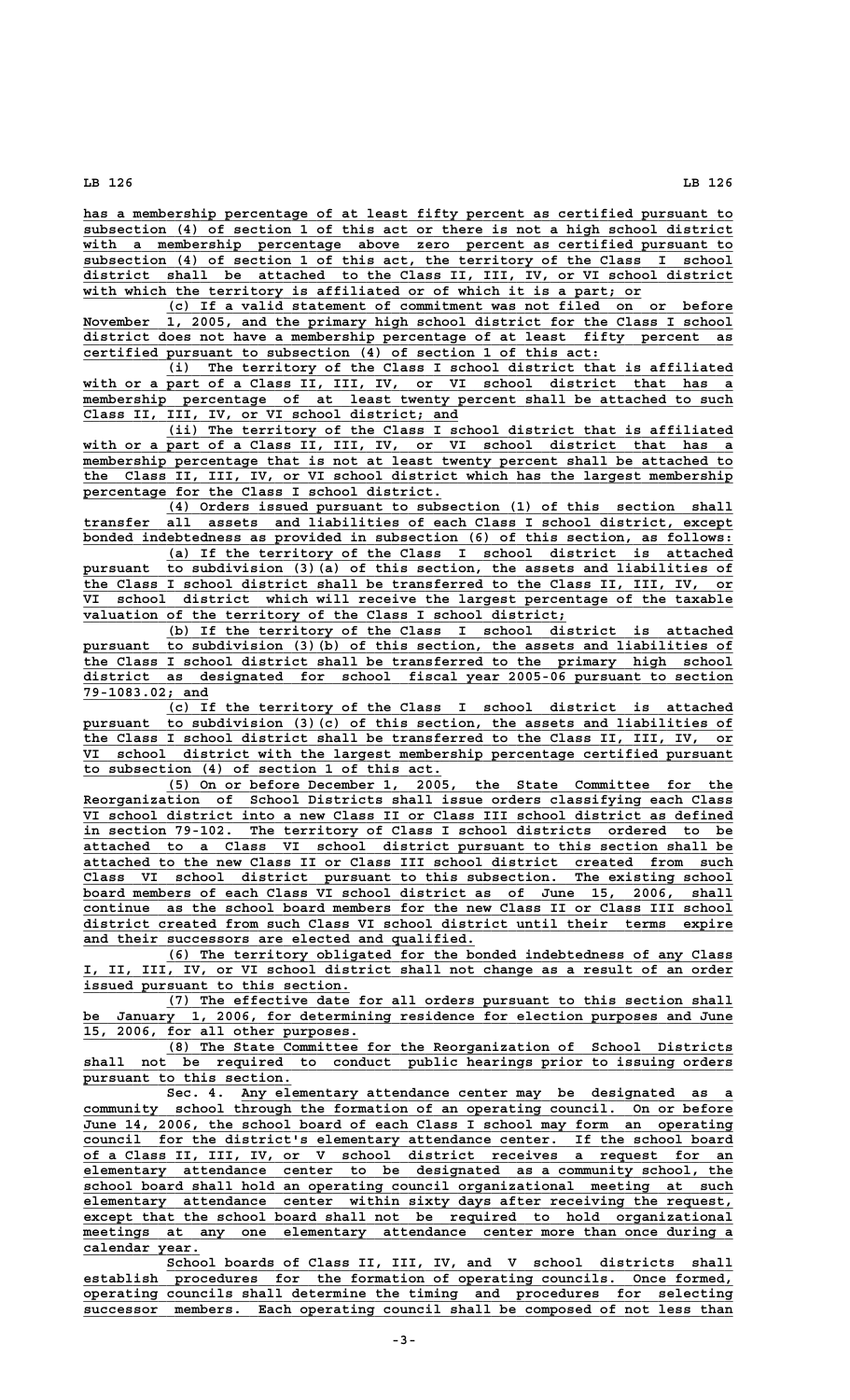has a membership percentage of at least fifty percent as certified pursuant to subsection (4) of section 1 of this act or there is not a high school district with a membership percentage above zero percent as certified pursuant to subsection (4) of section 1 of this act, the territory of the Class I school district shall be attached to the Class II, III, IV, or VI school district with which the territory is affiliated or of which it is a part; or

(c) If a valid statement of commitment was not filed on or before November 1, 2005, and the primary high school district for the Class I school district does not have a membership percentage of at least fifty percent as certified pursuant to subsection (4) of section 1 of this act:

(i) The territory of the Class I school district that is affiliated with or a part of a Class II, III, IV, or VI school district that has a membership percentage of at least twenty percent shall be attached to such Class II, III, IV, or VI school district; and

(ii) The territory of the Class I school district that is affiliated with or a part of a Class II, III, IV, or VI school district that has a membership percentage that is not at least twenty percent shall be attached to the Class II, III, IV, or VI school district which has the largest membership percentage for the Class I school district.

(4) Orders issued pursuant to subsection (1) of this section shall transfer all assets and liabilities of each Class I school district, except bonded indebtedness as provided in subsection (6) of this section, as follows:

(a) If the territory of the Class I school district is attached pursuant to subdivision (3)(a) of this section, the assets and liabilities of the Class I school district shall be transferred to the Class II, III, IV, or VI school district which will receive the largest percentage of the taxable valuation of the territory of the Class I school district;

(b) If the territory of the Class I school district is attached pursuant to subdivision (3)(b) of this section, the assets and liabilities of the Class I school district shall be transferred to the primary high school district as designated for school fiscal year 2005-06 pursuant to section 79-1083.02; and

(c) If the territory of the Class I school district is attached pursuant to subdivision (3)(c) of this section, the assets and liabilities of the Class I school district shall be transferred to the Class II, III, IV, or VI school district with the largest membership percentage certified pursuant to subsection (4) of section 1 of this act.

(5) On or before December 1, 2005, the State Committee for the Reorganization of School Districts shall issue orders classifying each Class VI school district into a new Class II or Class III school district as defined in section 79-102. The territory of Class I school districts ordered to be attached to a Class VI school district pursuant to this section shall be attached to the new Class II or Class III school district created from such Class VI school district pursuant to this subsection. The existing school board members of each Class VI school district as of June 15, 2006, shall continue as the school board members for the new Class II or Class III school district created from such Class VI school district until their terms expire and their successors are elected and qualified.

(6) The territory obligated for the bonded indebtedness of any Class I, II, III, IV, or VI school district shall not change as a result of an order issued pursuant to this section.

(7) The effective date for all orders pursuant to this section shall be January 1, 2006, for determining residence for election purposes and June 15, 2006, for all other purposes.

(8) The State Committee for the Reorganization of School Districts shall not be required to conduct public hearings prior to issuing orders pursuant to this section.

Sec. 4. Any elementary attendance center may be designated as a community school through the formation of an operating council. On or before June 14, 2006, the school board of each Class I school may form an operating council for the district's elementary attendance center. If the school board of a Class II, III, IV, or V school district receives a request for an elementary attendance center to be designated as a community school, the school board shall hold an operating council organizational meeting at such elementary attendance center within sixty days after receiving the request, except that the school board shall not be required to hold organizational meetings at any one elementary attendance center more than once during a calendar year.

School boards of Class II, III, IV, and V school districts shall establish procedures for the formation of operating councils. Once formed, operating councils shall determine the timing and procedures for selecting successor members. Each operating council shall be composed of not less than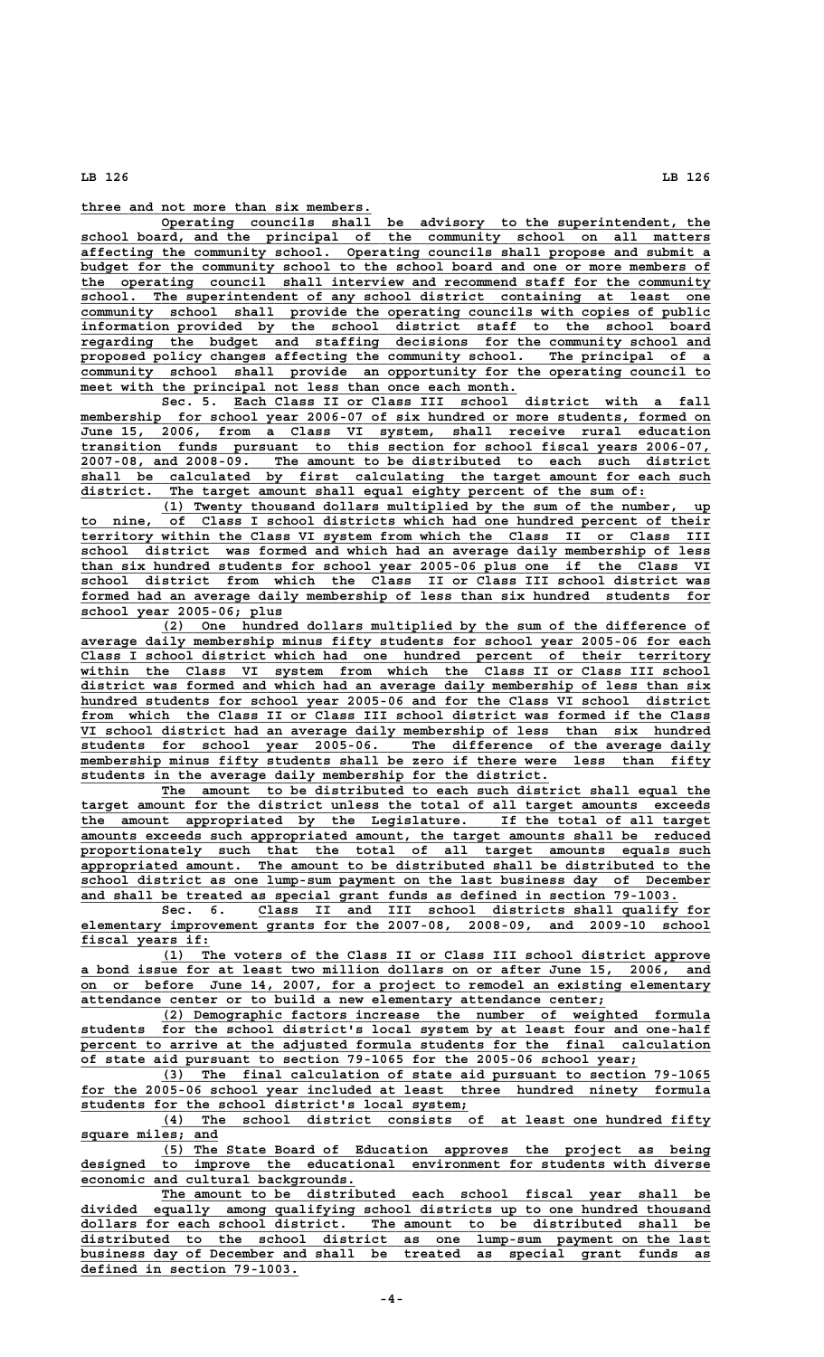three and not more than six members.

Operating councils shall be advisory to the superintendent, the school board, and the principal of the community school on all matters affecting the community school. Operating councils shall propose and submit a budget for the community school to the school board and one or more members of the operating council shall interview and recommend staff for the community school. The superintendent of any school district containing at least one community school shall provide the operating councils with copies of public information provided by the school district staff to the school board regarding the budget and staffing decisions for the community school and proposed policy changes affecting the community school. The principal of a community school shall provide an opportunity for the operating council to meet with the principal not less than once each month.

Sec. 5. Each Class II or Class III school district with a fall membership for school year 2006-07 of six hundred or more students, formed on June 15, 2006, from a Class VI system, shall receive rural education transition funds pursuant to this section for school fiscal years 2006-07, 2007-08, and 2008-09. The amount to be distributed to each such district shall be calculated by first calculating the target amount for each such district. The target amount shall equal eighty percent of the sum of:

(1) Twenty thousand dollars multiplied by the sum of the number, up to nine, of Class I school districts which had one hundred percent of their territory within the Class VI system from which the Class II or Class III school district was formed and which had an average daily membership of less than six hundred students for school year 2005-06 plus one if the Class VI school district from which the Class II or Class III school district was formed had an average daily membership of less than six hundred students for school year 2005-06; plus

(2) One hundred dollars multiplied by the sum of the difference of average daily membership minus fifty students for school year 2005-06 for each Class I school district which had one hundred percent of their territory within the Class VI system from which the Class II or Class III school district was formed and which had an average daily membership of less than six hundred students for school year 2005-06 and for the Class VI school district from which the Class II or Class III school district was formed if the Class VI school district had an average daily membership of less than six hundred students for school year 2005-06. The difference of the average daily membership minus fifty students shall be zero if there were less than fifty students in the average daily membership for the district.

The amount to be distributed to each such district shall equal the target amount for the district unless the total of all target amounts exceeds the amount appropriated by the Legislature. If the total of all target amounts exceeds such appropriated amount, the target amounts shall be reduced proportionately such that the total of all target amounts equals such appropriated amount. The amount to be distributed shall be distributed to the school district as one lump-sum payment on the last business day of December and shall be treated as special grant funds as defined in section 79-1003.

Sec. 6. Class II and III school districts shall qualify for elementary improvement grants for the 2007-08, 2008-09, and 2009-10 school fiscal years if:

(1) The voters of the Class II or Class III school district approve a bond issue for at least two million dollars on or after June 15, 2006, and on or before June 14, 2007, for a project to remodel an existing elementary attendance center or to build a new elementary attendance center;

(2) Demographic factors increase the number of weighted formula students for the school district's local system by at least four and one-half percent to arrive at the adjusted formula students for the final calculation of state aid pursuant to section 79-1065 for the 2005-06 school year;

(3) The final calculation of state aid pursuant to section 79-1065 for the 2005-06 school year included at least three hundred ninety formula students for the school district's local system;

(4) The school district consists of at least one hundred fifty square miles; and

(5) The State Board of Education approves the project as being designed to improve the educational environment for students with diverse economic and cultural backgrounds.

The amount to be distributed each school fiscal year shall be divided equally among qualifying school districts up to one hundred thousand dollars for each school district. The amount to be distributed shall be distributed to the school district as one lump-sum payment on the last business day of December and shall be treated as special grant funds as defined in section 79-1003.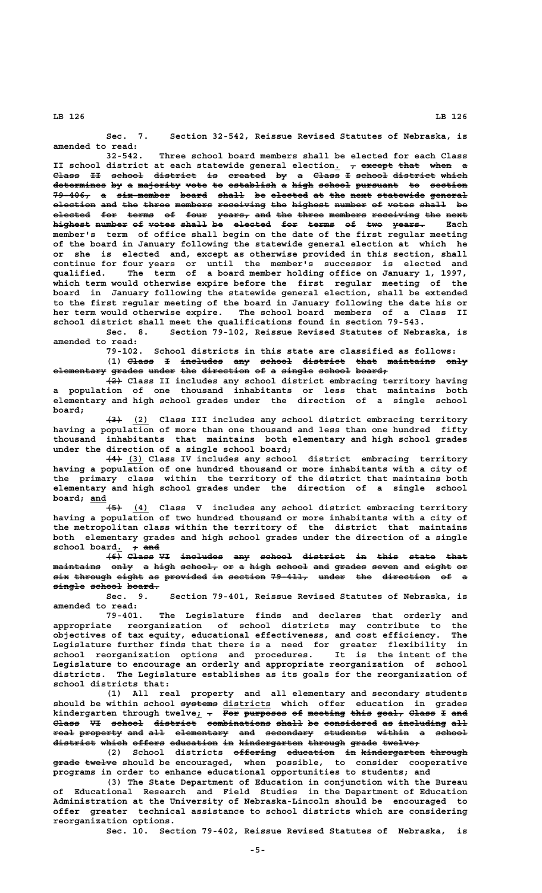Sec. 7. Section 32-542, Reissue Revised Statutes of Nebraska, is amended to read:

32-542. Three school board members shall be elected for each Class II school district at each statewide general election. ~~, except that when a Class II school district is created by a Class I school district which determines by a majority vote to establish a high school pursuant to section 79-406, a six-member board shall be elected at the next statewide general election and the three members receiving the highest number of votes shall be elected for terms of four years, and the three members receiving the next highest number of votes shall be elected for terms of two years.~~ Each member's term of office shall begin on the date of the first regular meeting of the board in January following the statewide general election at which he or she is elected and, except as otherwise provided in this section, shall continue for four years or until the member's successor is elected and qualified. The term of a board member holding office on January 1, 1997, which term would otherwise expire before the first regular meeting of the board in January following the statewide general election, shall be extended to the first regular meeting of the board in January following the date his or her term would otherwise expire. The school board members of a Class II school district shall meet the qualifications found in section 79-543.

Sec. 8. Section 79-102, Reissue Revised Statutes of Nebraska, is amended to read:

79-102. School districts in this state are classified as follows:

(1) ~~Class I includes any school district that maintains only elementary grades under the direction of a single school board;~~

~~(2)~~ Class II includes any school district embracing territory having a population of one thousand inhabitants or less that maintains both elementary and high school grades under the direction of a single school board;

~~(3)~~ (2) Class III includes any school district embracing territory having a population of more than one thousand and less than one hundred fifty thousand inhabitants that maintains both elementary and high school grades under the direction of a single school board;

~~(4)~~ (3) Class IV includes any school district embracing territory having a population of one hundred thousand or more inhabitants with a city of the primary class within the territory of the district that maintains both elementary and high school grades under the direction of a single school board; and

~~(5)~~ (4) Class V includes any school district embracing territory having a population of two hundred thousand or more inhabitants with a city of the metropolitan class within the territory of the district that maintains both elementary grades and high school grades under the direction of a single school board. ~~; and~~

~~(6) Class VI includes any school district in this state that maintains only a high school, or a high school and grades seven and eight or six through eight as provided in section 79-411, under the direction of a single school board.~~

Sec. 9. Section 79-401, Reissue Revised Statutes of Nebraska, is amended to read:

79-401. The Legislature finds and declares that orderly and appropriate reorganization of school districts may contribute to the objectives of tax equity, educational effectiveness, and cost efficiency. The Legislature further finds that there is a need for greater flexibility in school reorganization options and procedures. It is the intent of the Legislature to encourage an orderly and appropriate reorganization of school districts. The Legislature establishes as its goals for the reorganization of school districts that:

(1) All real property and all elementary and secondary students should be within school ~~systems~~ districts which offer education in grades kindergarten through twelve; ~~. For purposes of meeting this goal, Class I and Class VI school district combinations shall be considered as including all real property and all elementary and secondary students within a school district which offers education in kindergarten through grade twelve;~~

(2) School districts ~~offering education in kindergarten through grade twelve~~ should be encouraged, when possible, to consider cooperative programs in order to enhance educational opportunities to students; and

(3) The State Department of Education in conjunction with the Bureau of Educational Research and Field Studies in the Department of Education Administration at the University of Nebraska-Lincoln should be encouraged to offer greater technical assistance to school districts which are considering reorganization options.

Sec. 10. Section 79-402, Reissue Revised Statutes of Nebraska, is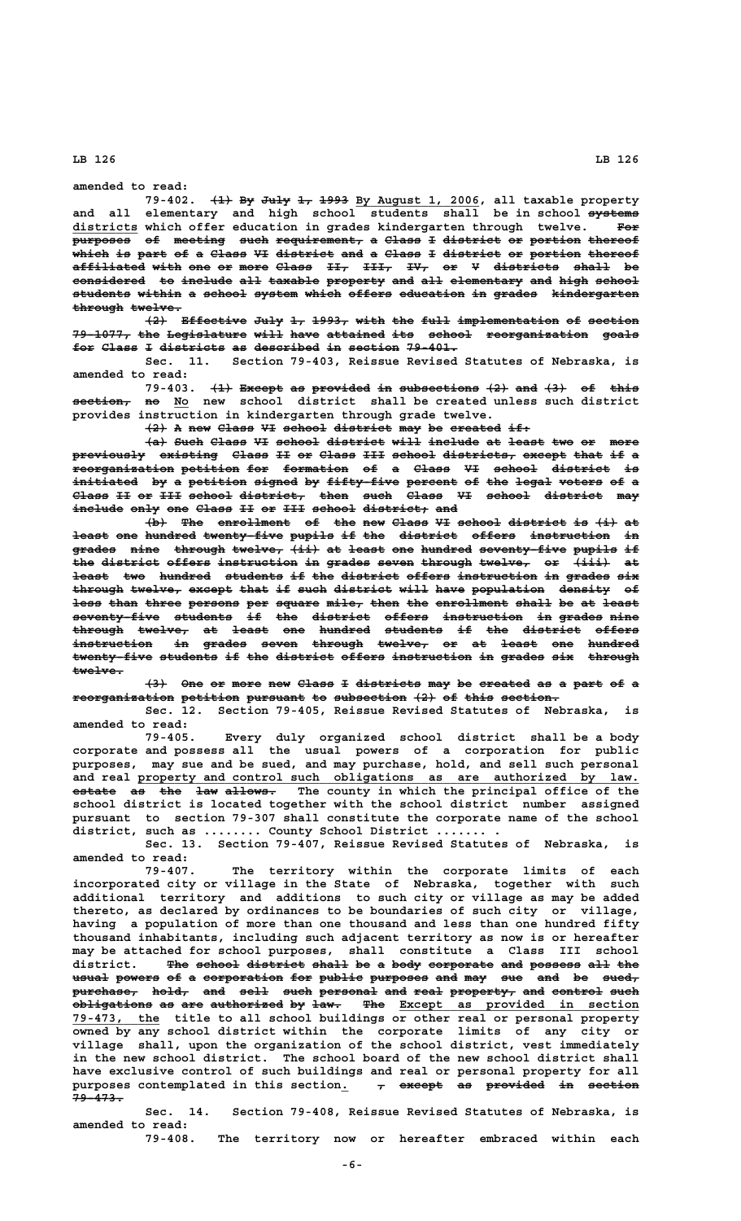amended to read:

79-402. ~~(1) By July 1, 1993~~ By August 1, 2006, all taxable property and all elementary and high school students shall be in school ~~systems~~ districts which offer education in grades kindergarten through twelve. ~~For purposes of meeting such requirement, a Class I district or portion thereof which is part of a Class VI district and a Class I district or portion thereof affiliated with one or more Class II, III, IV, or V districts shall be considered to include all taxable property and all elementary and high school students within a school system which offers education in grades kindergarten through twelve.~~

~~(2) Effective July 1, 1993, with the full implementation of section 79-1077, the Legislature will have attained its school reorganization goals for Class I districts as described in section 79-401.~~

Sec. 11. Section 79-403, Reissue Revised Statutes of Nebraska, is amended to read:

79-403. ~~(1) Except as provided in subsections (2) and (3) of this section, no~~ No new school district shall be created unless such district provides instruction in kindergarten through grade twelve.

~~(2) A new Class VI school district may be created if:~~

~~(a) Such Class VI school district will include at least two or more previously existing Class II or Class III school districts, except that if a reorganization petition for formation of a Class VI school district is initiated by a petition signed by fifty-five percent of the legal voters of a Class II or III school district, then such Class VI school district may include only one Class II or III school district; and~~

~~(b) The enrollment of the new Class VI school district is (i) at least one hundred twenty-five pupils if the district offers instruction in grades nine through twelve, (ii) at least one hundred seventy-five pupils if the district offers instruction in grades seven through twelve, or (iii) at least two hundred students if the district offers instruction in grades six through twelve, except that if such district will have population density of less than three persons per square mile, then the enrollment shall be at least seventy-five students if the district offers instruction in grades nine through twelve, at least one hundred students if the district offers instruction in grades seven through twelve, or at least one hundred twenty-five students if the district offers instruction in grades six through twelve.~~

~~(3) One or more new Class I districts may be created as a part of a reorganization petition pursuant to subsection (2) of this section.~~

Sec. 12. Section 79-405, Reissue Revised Statutes of Nebraska, is amended to read:

79-405. Every duly organized school district shall be a body corporate and possess all the usual powers of a corporation for public purposes, may sue and be sued, and may purchase, hold, and sell such personal and real property and control such obligations as are authorized by law. ~~estate as the law allows.~~ The county in which the principal office of the school district is located together with the school district number assigned pursuant to section 79-307 shall constitute the corporate name of the school district, such as ........ County School District ....... .

Sec. 13. Section 79-407, Reissue Revised Statutes of Nebraska, is amended to read:

79-407. The territory within the corporate limits of each incorporated city or village in the State of Nebraska, together with such additional territory and additions to such city or village as may be added thereto, as declared by ordinances to be boundaries of such city or village, having a population of more than one thousand and less than one hundred fifty thousand inhabitants, including such adjacent territory as now is or hereafter may be attached for school purposes, shall constitute a Class III school district. ~~The school district shall be a body corporate and possess all the usual powers of a corporation for public purposes and may sue and be sued, purchase, hold, and sell such personal and real property, and control such obligations as are authorized by law. The~~ Except as provided in section 79-473, the title to all school buildings or other real or personal property owned by any school district within the corporate limits of any city or village shall, upon the organization of the school district, vest immediately in the new school district. The school board of the new school district shall have exclusive control of such buildings and real or personal property for all purposes contemplated in this section. ~~, except as provided in section 79-473.~~

Sec. 14. Section 79-408, Reissue Revised Statutes of Nebraska, is amended to read:

79-408. The territory now or hereafter embraced within each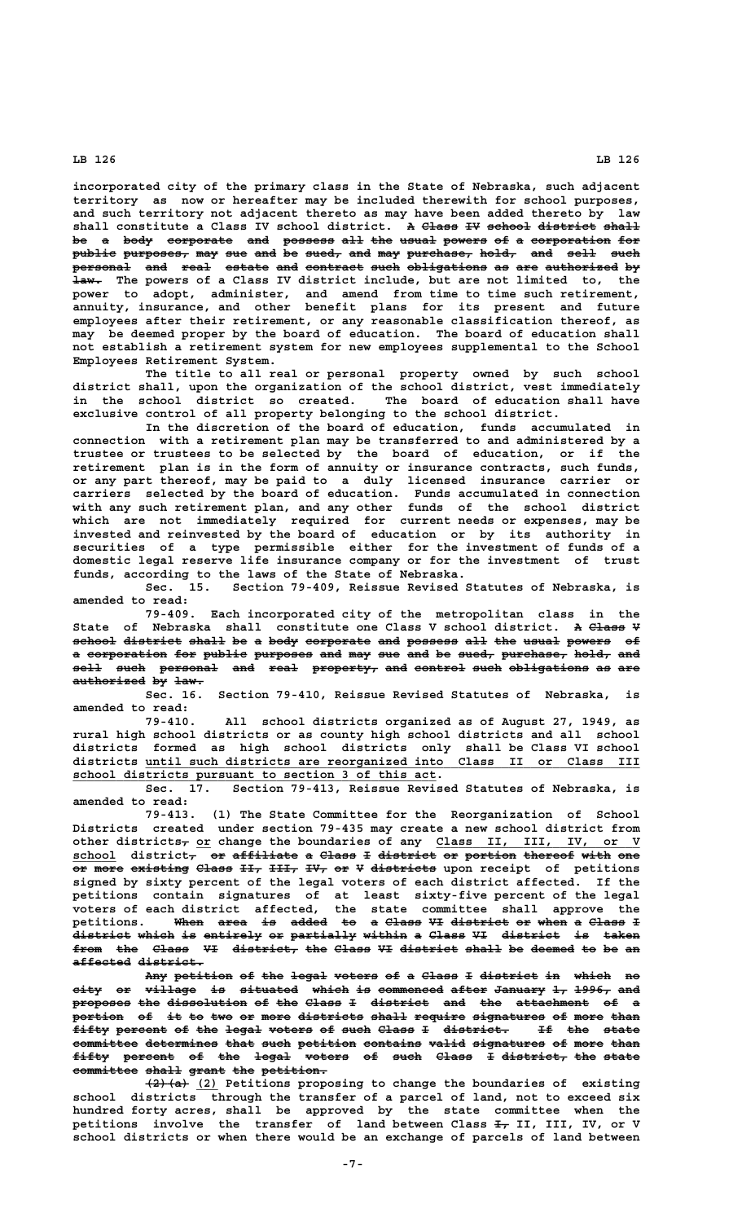incorporated city of the primary class in the State of Nebraska, such adjacent territory as now or hereafter may be included therewith for school purposes, and such territory not adjacent thereto as may have been added thereto by law shall constitute a Class IV school district. ~~A Class IV school district shall be a body corporate and possess all the usual powers of a corporation for public purposes, may sue and be sued, and may purchase, hold, and sell such personal and real estate and contract such obligations as are authorized by law.~~ The powers of a Class IV district include, but are not limited to, the power to adopt, administer, and amend from time to time such retirement, annuity, insurance, and other benefit plans for its present and future employees after their retirement, or any reasonable classification thereof, as may be deemed proper by the board of education. The board of education shall not establish a retirement system for new employees supplemental to the School Employees Retirement System.

The title to all real or personal property owned by such school district shall, upon the organization of the school district, vest immediately in the school district so created. The board of education shall have exclusive control of all property belonging to the school district.

In the discretion of the board of education, funds accumulated in connection with a retirement plan may be transferred to and administered by a trustee or trustees to be selected by the board of education, or if the retirement plan is in the form of annuity or insurance contracts, such funds, or any part thereof, may be paid to a duly licensed insurance carrier or carriers selected by the board of education. Funds accumulated in connection with any such retirement plan, and any other funds of the school district which are not immediately required for current needs or expenses, may be invested and reinvested by the board of education or by its authority in securities of a type permissible either for the investment of funds of a domestic legal reserve life insurance company or for the investment of trust funds, according to the laws of the State of Nebraska.

Sec. 15. Section 79-409, Reissue Revised Statutes of Nebraska, is amended to read:

79-409. Each incorporated city of the metropolitan class in the State of Nebraska shall constitute one Class V school district. ~~A Class V school district shall be a body corporate and possess all the usual powers of a corporation for public purposes and may sue and be sued, purchase, hold, and sell such personal and real property, and control such obligations as are authorized by law.~~

Sec. 16. Section 79-410, Reissue Revised Statutes of Nebraska, is amended to read:

79-410. All school districts organized as of August 27, 1949, as rural high school districts or as county high school districts and all school districts formed as high school districts only shall be Class VI school districts until such districts are reorganized into Class II or Class III school districts pursuant to section 3 of this act.

Sec. 17. Section 79-413, Reissue Revised Statutes of Nebraska, is amended to read:

79-413. (1) The State Committee for the Reorganization of School Districts created under section 79-435 may create a new school district from other districts~~,~~ or change the boundaries of any Class II, III, IV, or V school district~~, or affiliate a Class I district or portion thereof with one or more existing Class II, III, IV, or V districts~~ upon receipt of petitions signed by sixty percent of the legal voters of each district affected. If the petitions contain signatures of at least sixty-five percent of the legal voters of each district affected, the state committee shall approve the petitions. ~~When area is added to a Class VI district or when a Class I district which is entirely or partially within a Class VI district is taken from the Class VI district, the Class VI district shall be deemed to be an affected district.~~

~~Any petition of the legal voters of a Class I district in which no city or village is situated which is commenced after January 1, 1996, and proposes the dissolution of the Class I district and the attachment of a portion of it to two or more districts shall require signatures of more than fifty percent of the legal voters of such Class I district. If the state committee determines that such petition contains valid signatures of more than fifty percent of the legal voters of such Class I district, the state committee shall grant the petition.~~

~~(2)(a)~~ (2) Petitions proposing to change the boundaries of existing school districts through the transfer of a parcel of land, not to exceed six hundred forty acres, shall be approved by the state committee when the petitions involve the transfer of land between Class ~~I,~~ II, III, IV, or V school districts or when there would be an exchange of parcels of land between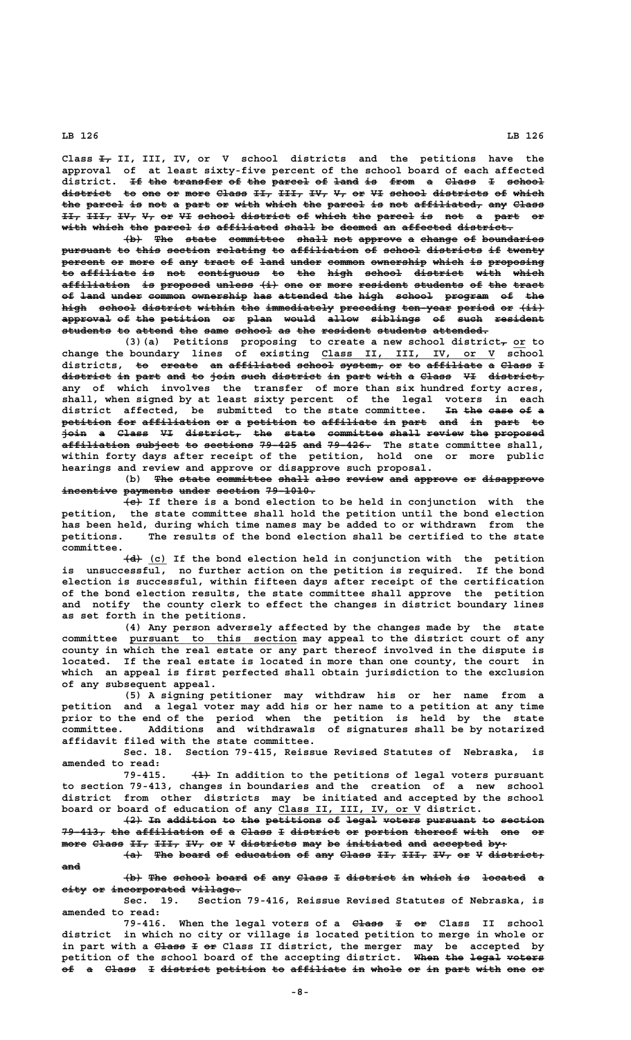Class ~~I,~~ II, III, IV, or V school districts and the petitions have the approval of at least sixty-five percent of the school board of each affected district. ~~If the transfer of the parcel of land is from a Class I school district to one or more Class II, III, IV, V, or VI school districts of which the parcel is not a part or with which the parcel is not affiliated, any Class II, III, IV, V, or VI school district of which the parcel is not a part or with which the parcel is affiliated shall be deemed an affected district.~~

~~(b) The state committee shall not approve a change of boundaries pursuant to this section relating to affiliation of school districts if twenty percent or more of any tract of land under common ownership which is proposing to affiliate is not contiguous to the high school district with which affiliation is proposed unless (i) one or more resident students of the tract of land under common ownership has attended the high school program of the high school district within the immediately preceding ten-year period or (ii) approval of the petition or plan would allow siblings of such resident students to attend the same school as the resident students attended.~~

(3)(a) Petitions proposing to create a new school district~~,~~ or to change the boundary lines of existing Class II, III, IV, or V school districts, ~~to create an affiliated school system, or to affiliate a Class I district in part and to join such district in part with a Class VI district,~~ any of which involves the transfer of more than six hundred forty acres, shall, when signed by at least sixty percent of the legal voters in each district affected, be submitted to the state committee. ~~In the case of a petition for affiliation or a petition to affiliate in part and in part to join a Class VI district, the state committee shall review the proposed affiliation subject to sections 79-425 and 79-426.~~ The state committee shall, within forty days after receipt of the petition, hold one or more public hearings and review and approve or disapprove such proposal.

(b) ~~The state committee shall also review and approve or disapprove incentive payments under section 79-1010.~~

~~(c)~~ If there is a bond election to be held in conjunction with the petition, the state committee shall hold the petition until the bond election has been held, during which time names may be added to or withdrawn from the petitions. The results of the bond election shall be certified to the state committee.

~~(d)~~ (c) If the bond election held in conjunction with the petition is unsuccessful, no further action on the petition is required. If the bond election is successful, within fifteen days after receipt of the certification of the bond election results, the state committee shall approve the petition and notify the county clerk to effect the changes in district boundary lines as set forth in the petitions.

(4) Any person adversely affected by the changes made by the state committee pursuant to this section may appeal to the district court of any county in which the real estate or any part thereof involved in the dispute is located. If the real estate is located in more than one county, the court in which an appeal is first perfected shall obtain jurisdiction to the exclusion of any subsequent appeal.

(5) A signing petitioner may withdraw his or her name from a petition and a legal voter may add his or her name to a petition at any time prior to the end of the period when the petition is held by the state committee. Additions and withdrawals of signatures shall be by notarized affidavit filed with the state committee.

Sec. 18. Section 79-415, Reissue Revised Statutes of Nebraska, is amended to read:

79-415. ~~(1)~~ In addition to the petitions of legal voters pursuant to section 79-413, changes in boundaries and the creation of a new school district from other districts may be initiated and accepted by the school board or board of education of any Class II, III, IV, or V district.

~~(2) In addition to the petitions of legal voters pursuant to section 79-413, the affiliation of a Class I district or portion thereof with one or more Class II, III, IV, or V districts may be initiated and accepted by:~~

~~(a) The board of education of any Class II, III, IV, or V district; and~~

~~(b) The school board of any Class I district in which is located a city or incorporated village.~~

Sec. 19. Section 79-416, Reissue Revised Statutes of Nebraska, is amended to read:

79-416. When the legal voters of a ~~Class I or~~ Class II school district in which no city or village is located petition to merge in whole or in part with a ~~Class I or~~ Class II district, the merger may be accepted by petition of the school board of the accepting district. ~~When the legal voters of a Class I district petition to affiliate in whole or in part with one or~~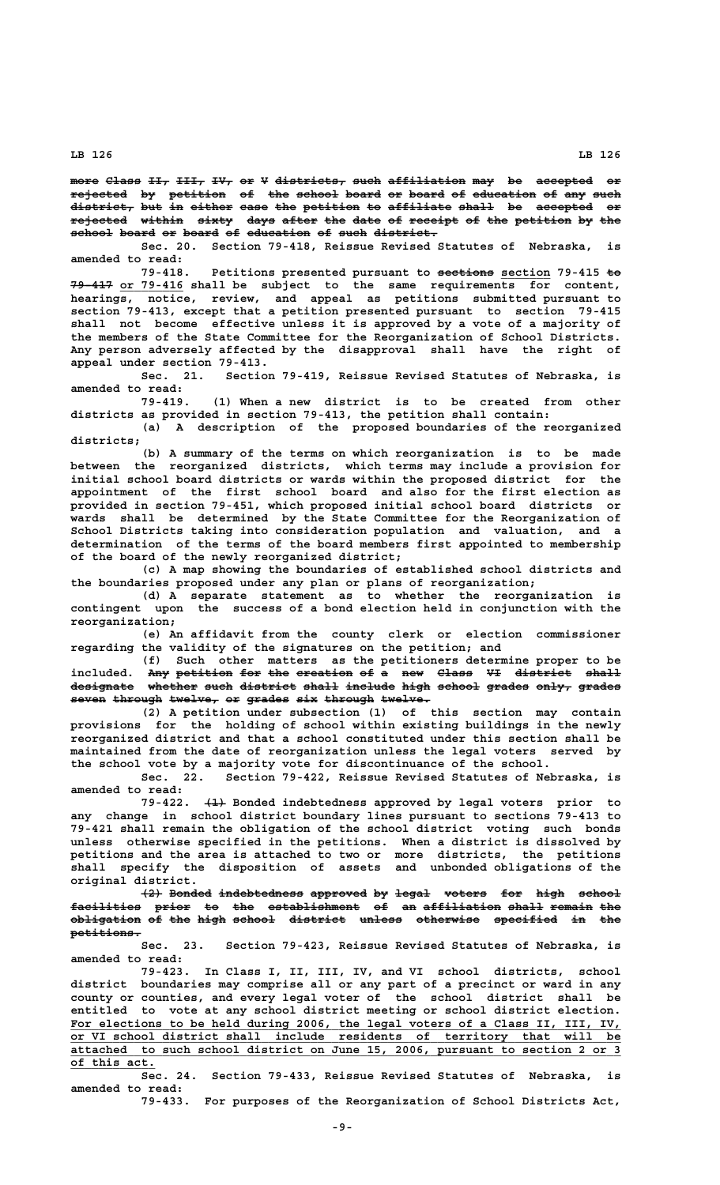~~more Class II, III, IV, or V districts, such affiliation may be accepted or rejected by petition of the school board or board of education of any such district, but in either case the petition to affiliate shall be accepted or rejected within sixty days after the date of receipt of the petition by the school board or board of education of such district.~~

Sec. 20. Section 79-418, Reissue Revised Statutes of Nebraska, is amended to read:

79-418. Petitions presented pursuant to ~~sections~~ section 79-415 ~~to 79-417~~ or 79-416 shall be subject to the same requirements for content, hearings, notice, review, and appeal as petitions submitted pursuant to section 79-413, except that a petition presented pursuant to section 79-415 shall not become effective unless it is approved by a vote of a majority of the members of the State Committee for the Reorganization of School Districts. Any person adversely affected by the disapproval shall have the right of appeal under section 79-413.

Sec. 21. Section 79-419, Reissue Revised Statutes of Nebraska, is amended to read:

79-419. (1) When a new district is to be created from other districts as provided in section 79-413, the petition shall contain:

(a) A description of the proposed boundaries of the reorganized districts;

(b) A summary of the terms on which reorganization is to be made between the reorganized districts, which terms may include a provision for initial school board districts or wards within the proposed district for the appointment of the first school board and also for the first election as provided in section 79-451, which proposed initial school board districts or wards shall be determined by the State Committee for the Reorganization of School Districts taking into consideration population and valuation, and a determination of the terms of the board members first appointed to membership of the board of the newly reorganized district;

(c) A map showing the boundaries of established school districts and the boundaries proposed under any plan or plans of reorganization;

(d) A separate statement as to whether the reorganization is contingent upon the success of a bond election held in conjunction with the reorganization;

(e) An affidavit from the county clerk or election commissioner regarding the validity of the signatures on the petition; and

(f) Such other matters as the petitioners determine proper to be included. ~~Any petition for the creation of a new Class VI district shall designate whether such district shall include high school grades only, grades seven through twelve, or grades six through twelve.~~

(2) A petition under subsection (1) of this section may contain provisions for the holding of school within existing buildings in the newly reorganized district and that a school constituted under this section shall be maintained from the date of reorganization unless the legal voters served by the school vote by a majority vote for discontinuance of the school.

Sec. 22. Section 79-422, Reissue Revised Statutes of Nebraska, is amended to read:

79-422. ~~(1)~~ Bonded indebtedness approved by legal voters prior to any change in school district boundary lines pursuant to sections 79-413 to 79-421 shall remain the obligation of the school district voting such bonds unless otherwise specified in the petitions. When a district is dissolved by petitions and the area is attached to two or more districts, the petitions shall specify the disposition of assets and unbonded obligations of the original district.

~~(2) Bonded indebtedness approved by legal voters for high school facilities prior to the establishment of an affiliation shall remain the obligation of the high school district unless otherwise specified in the petitions.~~

Sec. 23. Section 79-423, Reissue Revised Statutes of Nebraska, is amended to read:

79-423. In Class I, II, III, IV, and VI school districts, school district boundaries may comprise all or any part of a precinct or ward in any county or counties, and every legal voter of the school district shall be entitled to vote at any school district meeting or school district election. For elections to be held during 2006, the legal voters of a Class II, III, IV, or VI school district shall include residents of territory that will be attached to such school district on June 15, 2006, pursuant to section 2 or 3 of this act.

Sec. 24. Section 79-433, Reissue Revised Statutes of Nebraska, is amended to read:

79-433. For purposes of the Reorganization of School Districts Act,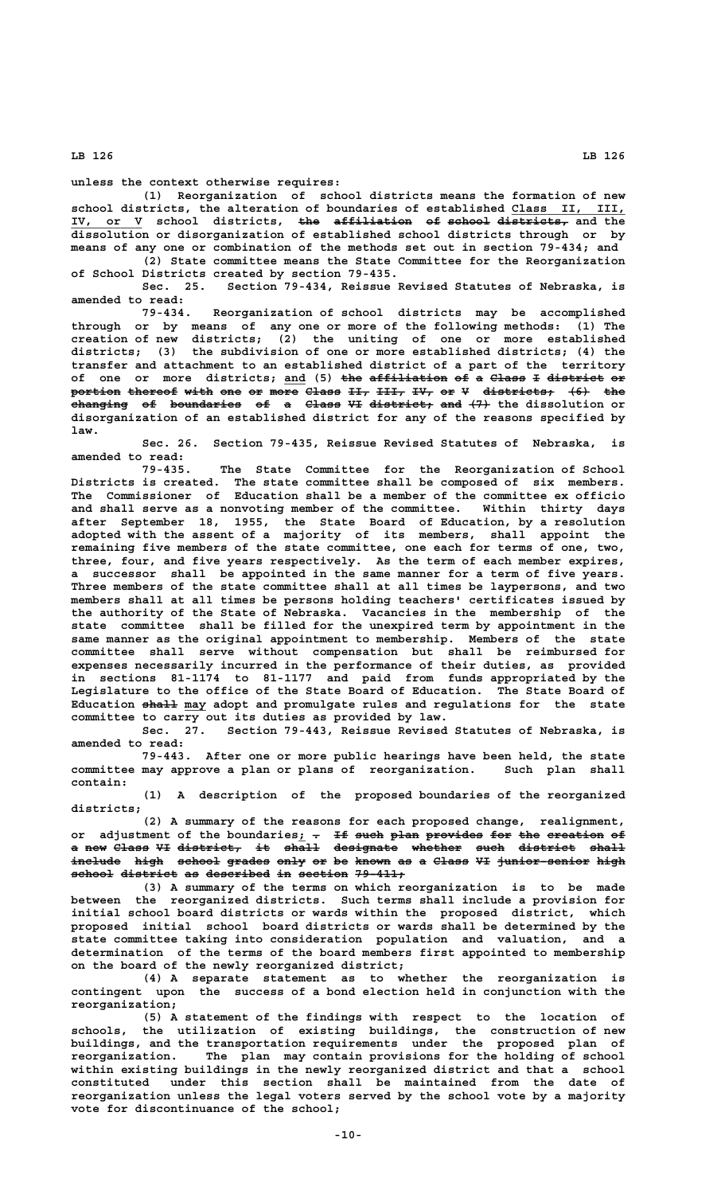unless the context otherwise requires:

(1) Reorganization of school districts means the formation of new school districts, the alteration of boundaries of established Class II, III, IV, or V school districts, ~~the affiliation of school districts,~~ and the dissolution or disorganization of established school districts through or by means of any one or combination of the methods set out in section 79-434; and

(2) State committee means the State Committee for the Reorganization of School Districts created by section 79-435.

Sec. 25. Section 79-434, Reissue Revised Statutes of Nebraska, is amended to read:

79-434. Reorganization of school districts may be accomplished through or by means of any one or more of the following methods: (1) The creation of new districts; (2) the uniting of one or more established districts; (3) the subdivision of one or more established districts; (4) the transfer and attachment to an established district of a part of the territory of one or more districts; and (5) ~~the affiliation of a Class I district or portion thereof with one or more Class II, III, IV, or V districts; (6) the changing of boundaries of a Class VI district; and (7)~~ the dissolution or disorganization of an established district for any of the reasons specified by law.

Sec. 26. Section 79-435, Reissue Revised Statutes of Nebraska, is amended to read:

79-435. The State Committee for the Reorganization of School Districts is created. The state committee shall be composed of six members. The Commissioner of Education shall be a member of the committee ex officio and shall serve as a nonvoting member of the committee. Within thirty days after September 18, 1955, the State Board of Education, by a resolution adopted with the assent of a majority of its members, shall appoint the remaining five members of the state committee, one each for terms of one, two, three, four, and five years respectively. As the term of each member expires, a successor shall be appointed in the same manner for a term of five years. Three members of the state committee shall at all times be laypersons, and two members shall at all times be persons holding teachers' certificates issued by the authority of the State of Nebraska. Vacancies in the membership of the state committee shall be filled for the unexpired term by appointment in the same manner as the original appointment to membership. Members of the state committee shall serve without compensation but shall be reimbursed for expenses necessarily incurred in the performance of their duties, as provided in sections 81-1174 to 81-1177 and paid from funds appropriated by the Legislature to the office of the State Board of Education. The State Board of Education ~~shall~~ may adopt and promulgate rules and regulations for the state committee to carry out its duties as provided by law.

Sec. 27. Section 79-443, Reissue Revised Statutes of Nebraska, is amended to read:

79-443. After one or more public hearings have been held, the state committee may approve a plan or plans of reorganization. Such plan shall contain:

(1) A description of the proposed boundaries of the reorganized districts;

(2) A summary of the reasons for each proposed change, realignment, or adjustment of the boundaries; ~~. If such plan provides for the creation of a new Class VI district, it shall designate whether such district shall include high school grades only or be known as a Class VI junior-senior high school district as described in section 79-411;~~

(3) A summary of the terms on which reorganization is to be made between the reorganized districts. Such terms shall include a provision for initial school board districts or wards within the proposed district, which proposed initial school board districts or wards shall be determined by the state committee taking into consideration population and valuation, and a determination of the terms of the board members first appointed to membership on the board of the newly reorganized district;

(4) A separate statement as to whether the reorganization is contingent upon the success of a bond election held in conjunction with the reorganization;

(5) A statement of the findings with respect to the location of schools, the utilization of existing buildings, the construction of new buildings, and the transportation requirements under the proposed plan of reorganization. The plan may contain provisions for the holding of school within existing buildings in the newly reorganized district and that a school constituted under this section shall be maintained from the date of reorganization unless the legal voters served by the school vote by a majority vote for discontinuance of the school;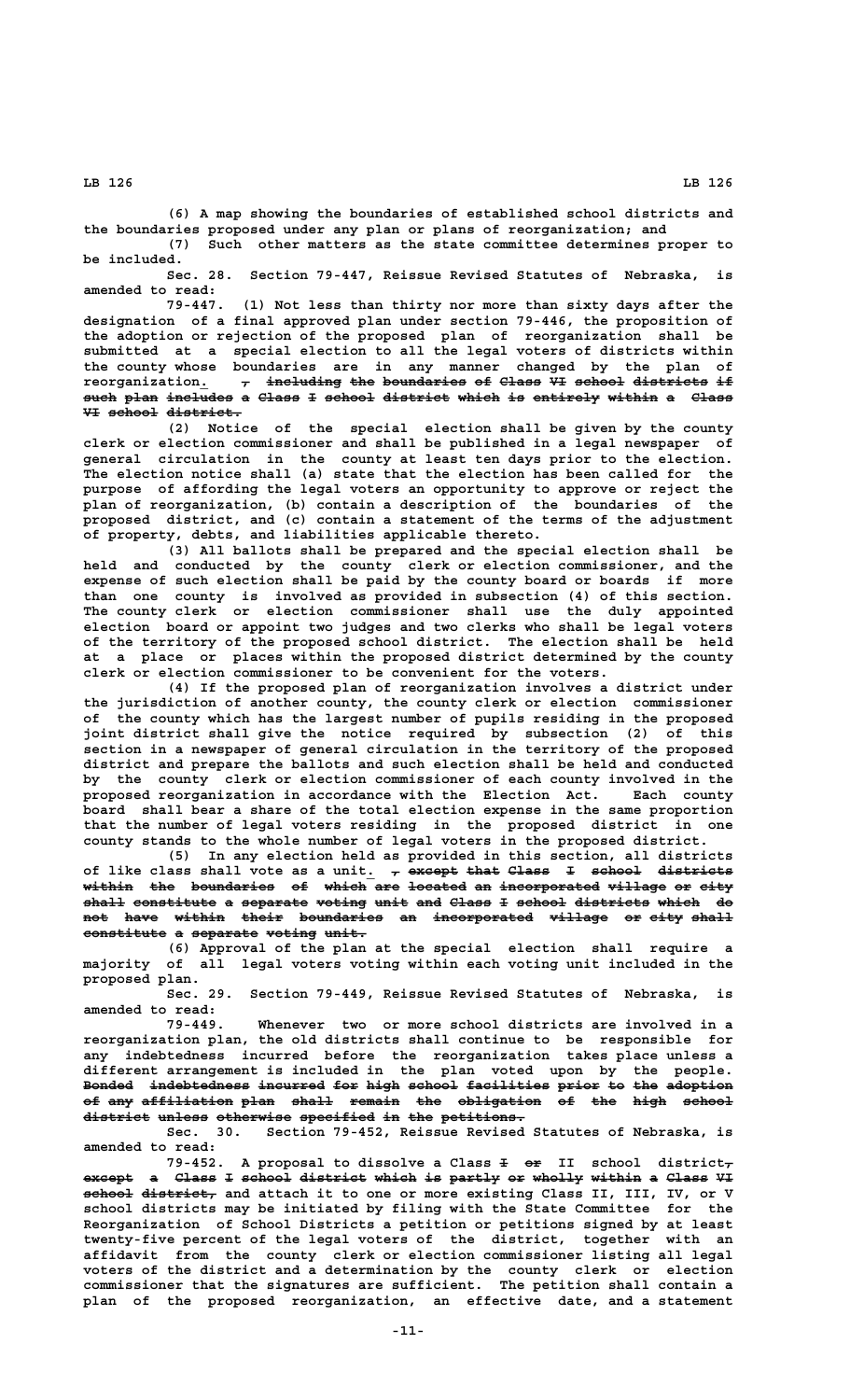(6) A map showing the boundaries of established school districts and the boundaries proposed under any plan or plans of reorganization; and

(7) Such other matters as the state committee determines proper to be included.

Sec. 28. Section 79-447, Reissue Revised Statutes of Nebraska, is amended to read:

79-447. (1) Not less than thirty nor more than sixty days after the designation of a final approved plan under section 79-446, the proposition of the adoption or rejection of the proposed plan of reorganization shall be submitted at a special election to all the legal voters of districts within the county whose boundaries are in any manner changed by the plan of reorganization. ~~, including the boundaries of Class VI school districts if such plan includes a Class I school district which is entirely within a Class VI school district.~~

(2) Notice of the special election shall be given by the county clerk or election commissioner and shall be published in a legal newspaper of general circulation in the county at least ten days prior to the election. The election notice shall (a) state that the election has been called for the purpose of affording the legal voters an opportunity to approve or reject the plan of reorganization, (b) contain a description of the boundaries of the proposed district, and (c) contain a statement of the terms of the adjustment of property, debts, and liabilities applicable thereto.

(3) All ballots shall be prepared and the special election shall be held and conducted by the county clerk or election commissioner, and the expense of such election shall be paid by the county board or boards if more than one county is involved as provided in subsection (4) of this section. The county clerk or election commissioner shall use the duly appointed election board or appoint two judges and two clerks who shall be legal voters of the territory of the proposed school district. The election shall be held at a place or places within the proposed district determined by the county clerk or election commissioner to be convenient for the voters.

(4) If the proposed plan of reorganization involves a district under the jurisdiction of another county, the county clerk or election commissioner of the county which has the largest number of pupils residing in the proposed joint district shall give the notice required by subsection (2) of this section in a newspaper of general circulation in the territory of the proposed district and prepare the ballots and such election shall be held and conducted by the county clerk or election commissioner of each county involved in the proposed reorganization in accordance with the Election Act. Each county board shall bear a share of the total election expense in the same proportion that the number of legal voters residing in the proposed district in one county stands to the whole number of legal voters in the proposed district.

(5) In any election held as provided in this section, all districts of like class shall vote as a unit. ~~, except that Class I school districts within the boundaries of which are located an incorporated village or city shall constitute a separate voting unit and Class I school districts which do not have within their boundaries an incorporated village or city shall constitute a separate voting unit.~~

(6) Approval of the plan at the special election shall require a majority of all legal voters voting within each voting unit included in the proposed plan.

Sec. 29. Section 79-449, Reissue Revised Statutes of Nebraska, is amended to read:

79-449. Whenever two or more school districts are involved in a reorganization plan, the old districts shall continue to be responsible for any indebtedness incurred before the reorganization takes place unless a different arrangement is included in the plan voted upon by the people. ~~Bonded indebtedness incurred for high school facilities prior to the adoption of any affiliation plan shall remain the obligation of the high school district unless otherwise specified in the petitions.~~

Sec. 30. Section 79-452, Reissue Revised Statutes of Nebraska, is amended to read:

79-452. A proposal to dissolve a Class ~~I or~~ II school district~~, except a Class I school district which is partly or wholly within a Class VI school district,~~ and attach it to one or more existing Class II, III, IV, or V school districts may be initiated by filing with the State Committee for the Reorganization of School Districts a petition or petitions signed by at least twenty-five percent of the legal voters of the district, together with an affidavit from the county clerk or election commissioner listing all legal voters of the district and a determination by the county clerk or election commissioner that the signatures are sufficient. The petition shall contain a plan of the proposed reorganization, an effective date, and a statement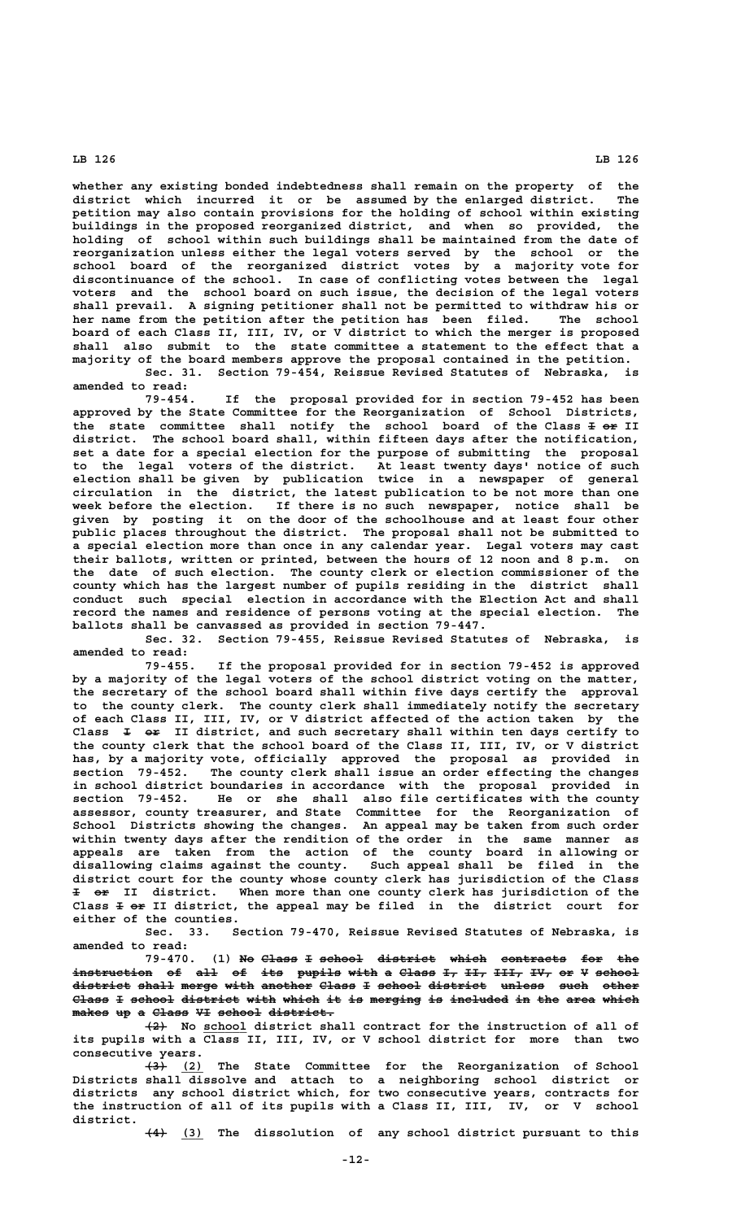whether any existing bonded indebtedness shall remain on the property of the district which incurred it or be assumed by the enlarged district. The petition may also contain provisions for the holding of school within existing buildings in the proposed reorganized district, and when so provided, the holding of school within such buildings shall be maintained from the date of reorganization unless either the legal voters served by the school or the school board of the reorganized district votes by a majority vote for discontinuance of the school. In case of conflicting votes between the legal voters and the school board on such issue, the decision of the legal voters shall prevail. A signing petitioner shall not be permitted to withdraw his or her name from the petition after the petition has been filed. The school board of each Class II, III, IV, or V district to which the merger is proposed shall also submit to the state committee a statement to the effect that a majority of the board members approve the proposal contained in the petition.

Sec. 31. Section 79-454, Reissue Revised Statutes of Nebraska, is amended to read:

79-454. If the proposal provided for in section 79-452 has been approved by the State Committee for the Reorganization of School Districts, the state committee shall notify the school board of the Class ~~I or~~ II district. The school board shall, within fifteen days after the notification, set a date for a special election for the purpose of submitting the proposal to the legal voters of the district. At least twenty days' notice of such election shall be given by publication twice in a newspaper of general circulation in the district, the latest publication to be not more than one week before the election. If there is no such newspaper, notice shall be given by posting it on the door of the schoolhouse and at least four other public places throughout the district. The proposal shall not be submitted to a special election more than once in any calendar year. Legal voters may cast their ballots, written or printed, between the hours of 12 noon and 8 p.m. on the date of such election. The county clerk or election commissioner of the county which has the largest number of pupils residing in the district shall conduct such special election in accordance with the Election Act and shall record the names and residence of persons voting at the special election. The ballots shall be canvassed as provided in section 79-447.

Sec. 32. Section 79-455, Reissue Revised Statutes of Nebraska, is amended to read:

79-455. If the proposal provided for in section 79-452 is approved by a majority of the legal voters of the school district voting on the matter, the secretary of the school board shall within five days certify the approval to the county clerk. The county clerk shall immediately notify the secretary of each Class II, III, IV, or V district affected of the action taken by the Class ~~I or~~ II district, and such secretary shall within ten days certify to the county clerk that the school board of the Class II, III, IV, or V district has, by a majority vote, officially approved the proposal as provided in section 79-452. The county clerk shall issue an order effecting the changes in school district boundaries in accordance with the proposal provided in section 79-452. He or she shall also file certificates with the county assessor, county treasurer, and State Committee for the Reorganization of School Districts showing the changes. An appeal may be taken from such order within twenty days after the rendition of the order in the same manner as appeals are taken from the action of the county board in allowing or disallowing claims against the county. Such appeal shall be filed in the district court for the county whose county clerk has jurisdiction of the Class ~~I or~~ II district. When more than one county clerk has jurisdiction of the Class ~~I or~~ II district, the appeal may be filed in the district court for either of the counties.

Sec. 33. Section 79-470, Reissue Revised Statutes of Nebraska, is amended to read:

79-470. (1) ~~No Class I school district which contracts for the instruction of all of its pupils with a Class I, II, III, IV, or V school district shall merge with another Class I school district unless such other Class I school district with which it is merging is included in the area which makes up a Class VI school district.~~

~~(2)~~ No school district shall contract for the instruction of all of its pupils with a Class II, III, IV, or V school district for more than two consecutive years.

~~(3)~~ (2) The State Committee for the Reorganization of School Districts shall dissolve and attach to a neighboring school district or districts any school district which, for two consecutive years, contracts for the instruction of all of its pupils with a Class II, III, IV, or V school district.

~~(4)~~ (3) The dissolution of any school district pursuant to this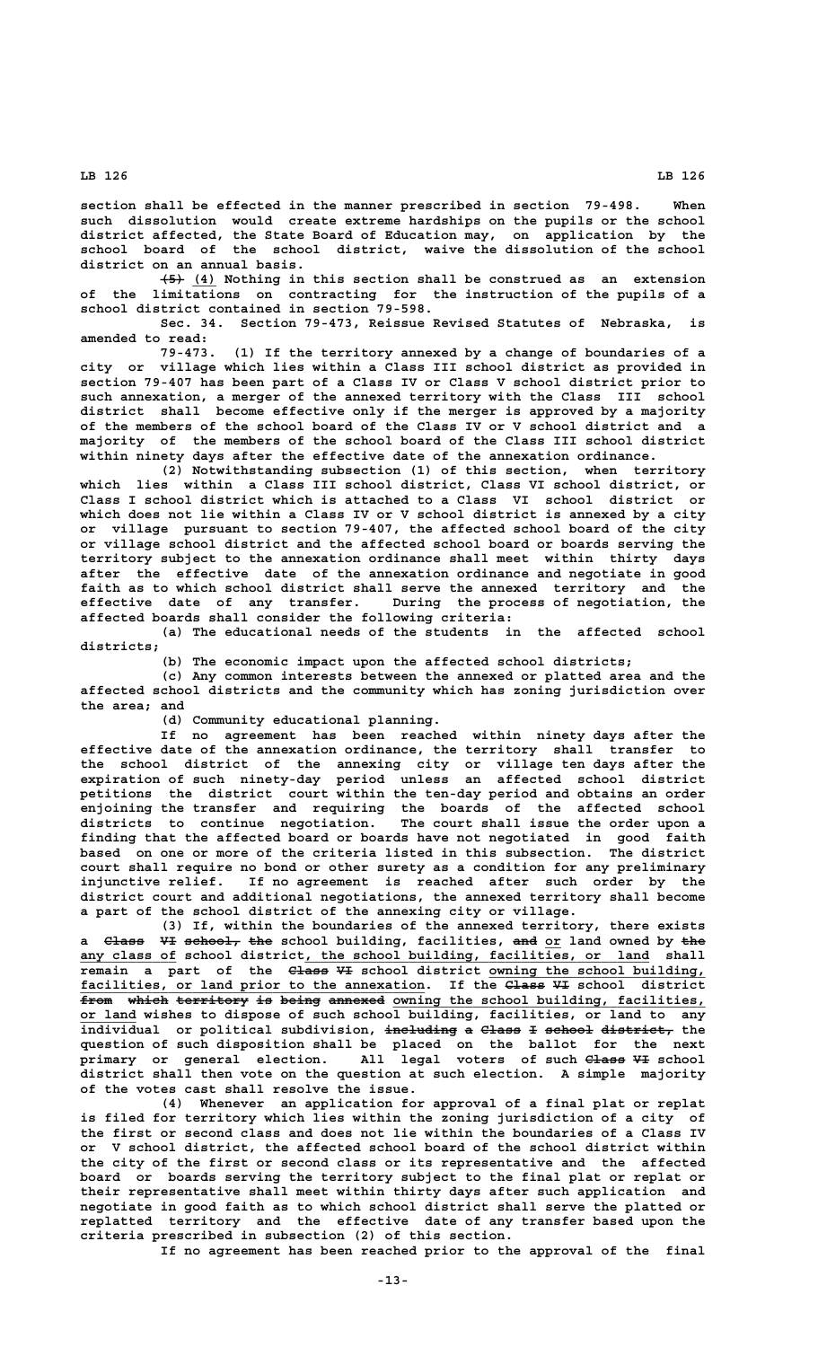section shall be effected in the manner prescribed in section 79-498. When such dissolution would create extreme hardships on the pupils or the school district affected, the State Board of Education may, on application by the school board of the school district, waive the dissolution of the school district on an annual basis.

~~(5)~~ (4) Nothing in this section shall be construed as an extension of the limitations on contracting for the instruction of the pupils of a school district contained in section 79-598.

Sec. 34. Section 79-473, Reissue Revised Statutes of Nebraska, is amended to read:

79-473. (1) If the territory annexed by a change of boundaries of a city or village which lies within a Class III school district as provided in section 79-407 has been part of a Class IV or Class V school district prior to such annexation, a merger of the annexed territory with the Class III school district shall become effective only if the merger is approved by a majority of the members of the school board of the Class IV or V school district and a majority of the members of the school board of the Class III school district within ninety days after the effective date of the annexation ordinance.

(2) Notwithstanding subsection (1) of this section, when territory which lies within a Class III school district, Class VI school district, or Class I school district which is attached to a Class VI school district or which does not lie within a Class IV or V school district is annexed by a city or village pursuant to section 79-407, the affected school board of the city or village school district and the affected school board or boards serving the territory subject to the annexation ordinance shall meet within thirty days after the effective date of the annexation ordinance and negotiate in good faith as to which school district shall serve the annexed territory and the effective date of any transfer. During the process of negotiation, the affected boards shall consider the following criteria:

(a) The educational needs of the students in the affected school districts;

(b) The economic impact upon the affected school districts;

(c) Any common interests between the annexed or platted area and the affected school districts and the community which has zoning jurisdiction over the area; and

(d) Community educational planning.

If no agreement has been reached within ninety days after the effective date of the annexation ordinance, the territory shall transfer to the school district of the annexing city or village ten days after the expiration of such ninety-day period unless an affected school district petitions the district court within the ten-day period and obtains an order enjoining the transfer and requiring the boards of the affected school districts to continue negotiation. The court shall issue the order upon a finding that the affected board or boards have not negotiated in good faith based on one or more of the criteria listed in this subsection. The district court shall require no bond or other surety as a condition for any preliminary injunctive relief. If no agreement is reached after such order by the district court and additional negotiations, the annexed territory shall become a part of the school district of the annexing city or village.

(3) If, within the boundaries of the annexed territory, there exists a ~~Class VI school, the~~ school building, facilities, ~~and~~ or land owned by ~~the~~ any class of school district, the school building, facilities, or land shall remain a part of the ~~Class VI~~ school district owning the school building, facilities, or land prior to the annexation. If the ~~Class VI~~ school district ~~from which territory is being annexed~~ owning the school building, facilities, or land wishes to dispose of such school building, facilities, or land to any individual or political subdivision, ~~including a Class I school district,~~ the question of such disposition shall be placed on the ballot for the next primary or general election. All legal voters of such ~~Class VI~~ school district shall then vote on the question at such election. A simple majority of the votes cast shall resolve the issue.

(4) Whenever an application for approval of a final plat or replat is filed for territory which lies within the zoning jurisdiction of a city of the first or second class and does not lie within the boundaries of a Class IV or V school district, the affected school board of the school district within the city of the first or second class or its representative and the affected board or boards serving the territory subject to the final plat or replat or their representative shall meet within thirty days after such application and negotiate in good faith as to which school district shall serve the platted or replatted territory and the effective date of any transfer based upon the criteria prescribed in subsection (2) of this section.

If no agreement has been reached prior to the approval of the final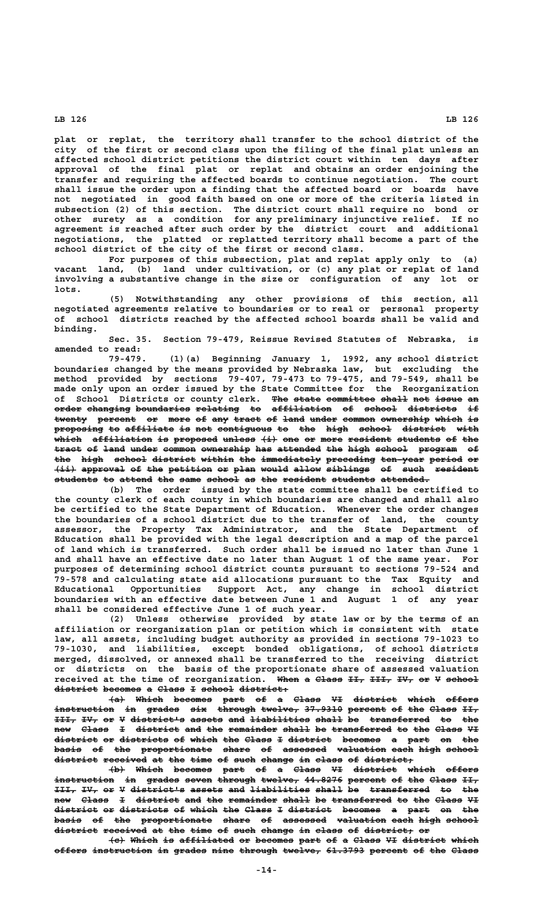plat or replat, the territory shall transfer to the school district of the city of the first or second class upon the filing of the final plat unless an affected school district petitions the district court within ten days after approval of the final plat or replat and obtains an order enjoining the transfer and requiring the affected boards to continue negotiation. The court shall issue the order upon a finding that the affected board or boards have not negotiated in good faith based on one or more of the criteria listed in subsection (2) of this section. The district court shall require no bond or other surety as a condition for any preliminary injunctive relief. If no agreement is reached after such order by the district court and additional negotiations, the platted or replatted territory shall become a part of the school district of the city of the first or second class.

For purposes of this subsection, plat and replat apply only to (a) vacant land, (b) land under cultivation, or (c) any plat or replat of land involving a substantive change in the size or configuration of any lot or lots.

(5) Notwithstanding any other provisions of this section, all negotiated agreements relative to boundaries or to real or personal property of school districts reached by the affected school boards shall be valid and binding.

Sec. 35. Section 79-479, Reissue Revised Statutes of Nebraska, is amended to read:

79-479. (1)(a) Beginning January 1, 1992, any school district boundaries changed by the means provided by Nebraska law, but excluding the method provided by sections 79-407, 79-473 to 79-475, and 79-549, shall be made only upon an order issued by the State Committee for the Reorganization of School Districts or county clerk. ~~The state committee shall not issue an order changing boundaries relating to affiliation of school districts if twenty percent or more of any tract of land under common ownership which is proposing to affiliate is not contiguous to the high school district with which affiliation is proposed unless (i) one or more resident students of the tract of land under common ownership has attended the high school program of the high school district within the immediately preceding ten-year period or (ii) approval of the petition or plan would allow siblings of such resident students to attend the same school as the resident students attended.~~

(b) The order issued by the state committee shall be certified to the county clerk of each county in which boundaries are changed and shall also be certified to the State Department of Education. Whenever the order changes the boundaries of a school district due to the transfer of land, the county assessor, the Property Tax Administrator, and the State Department of Education shall be provided with the legal description and a map of the parcel of land which is transferred. Such order shall be issued no later than June 1 and shall have an effective date no later than August 1 of the same year. For purposes of determining school district counts pursuant to sections 79-524 and 79-578 and calculating state aid allocations pursuant to the Tax Equity and Educational Opportunities Support Act, any change in school district boundaries with an effective date between June 1 and August 1 of any year shall be considered effective June 1 of such year.

(2) Unless otherwise provided by state law or by the terms of an affiliation or reorganization plan or petition which is consistent with state law, all assets, including budget authority as provided in sections 79-1023 to 79-1030, and liabilities, except bonded obligations, of school districts merged, dissolved, or annexed shall be transferred to the receiving district or districts on the basis of the proportionate share of assessed valuation received at the time of reorganization. ~~When a Class II, III, IV, or V school district becomes a Class I school district:~~

~~(a) Which becomes part of a Class VI district which offers instruction in grades six through twelve, 37.9310 percent of the Class II, III, IV, or V district's assets and liabilities shall be transferred to the new Class I district and the remainder shall be transferred to the Class VI district or districts of which the Class I district becomes a part on the basis of the proportionate share of assessed valuation each high school district received at the time of such change in class of district;~~

~~(b) Which becomes part of a Class VI district which offers instruction in grades seven through twelve, 44.8276 percent of the Class II, III, IV, or V district's assets and liabilities shall be transferred to the new Class I district and the remainder shall be transferred to the Class VI district or districts of which the Class I district becomes a part on the basis of the proportionate share of assessed valuation each high school district received at the time of such change in class of district; or~~

~~(c) Which is affiliated or becomes part of a Class VI district which offers instruction in grades nine through twelve, 61.3793 percent of the Class~~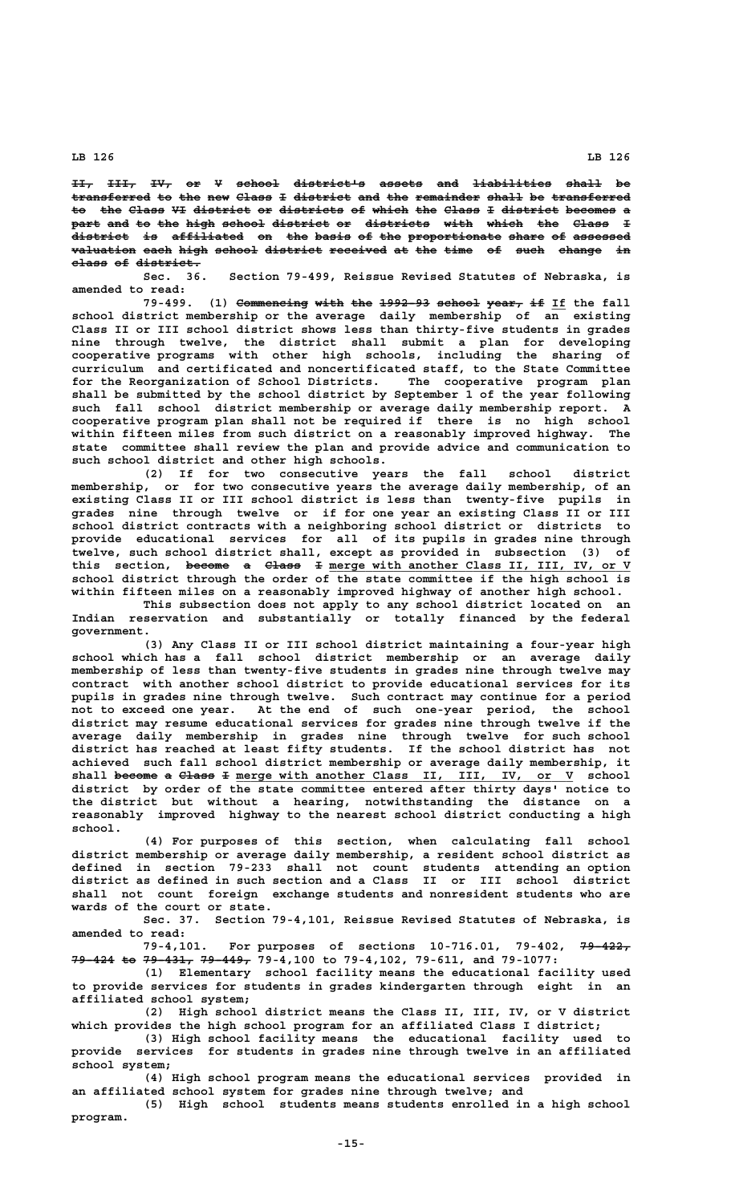~~II, III, IV, or V school district's assets and liabilities shall be transferred to the new Class I district and the remainder shall be transferred to the Class VI district or districts of which the Class I district becomes a part and to the high school district or districts with which the Class I district is affiliated on the basis of the proportionate share of assessed valuation each high school district received at the time of such change in class of district.~~

Sec. 36. Section 79-499, Reissue Revised Statutes of Nebraska, is amended to read:

79-499. (1) ~~Commencing with the 1992-93 school year, if~~ If the fall school district membership or the average daily membership of an existing Class II or III school district shows less than thirty-five students in grades nine through twelve, the district shall submit a plan for developing cooperative programs with other high schools, including the sharing of curriculum and certificated and noncertificated staff, to the State Committee for the Reorganization of School Districts. The cooperative program plan shall be submitted by the school district by September 1 of the year following such fall school district membership or average daily membership report. A cooperative program plan shall not be required if there is no high school within fifteen miles from such district on a reasonably improved highway. The state committee shall review the plan and provide advice and communication to such school district and other high schools.

(2) If for two consecutive years the fall school district membership, or for two consecutive years the average daily membership, of an existing Class II or III school district is less than twenty-five pupils in grades nine through twelve or if for one year an existing Class II or III school district contracts with a neighboring school district or districts to provide educational services for all of its pupils in grades nine through twelve, such school district shall, except as provided in subsection (3) of this section, ~~become a Class I~~ merge with another Class II, III, IV, or V school district through the order of the state committee if the high school is within fifteen miles on a reasonably improved highway of another high school.

This subsection does not apply to any school district located on an Indian reservation and substantially or totally financed by the federal government.

(3) Any Class II or III school district maintaining a four-year high school which has a fall school district membership or an average daily membership of less than twenty-five students in grades nine through twelve may contract with another school district to provide educational services for its pupils in grades nine through twelve. Such contract may continue for a period not to exceed one year. At the end of such one-year period, the school district may resume educational services for grades nine through twelve if the average daily membership in grades nine through twelve for such school district has reached at least fifty students. If the school district has not achieved such fall school district membership or average daily membership, it shall ~~become a Class I~~ merge with another Class II, III, IV, or V school district by order of the state committee entered after thirty days' notice to the district but without a hearing, notwithstanding the distance on a reasonably improved highway to the nearest school district conducting a high school.

(4) For purposes of this section, when calculating fall school district membership or average daily membership, a resident school district as defined in section 79-233 shall not count students attending an option district as defined in such section and a Class II or III school district shall not count foreign exchange students and nonresident students who are wards of the court or state.

Sec. 37. Section 79-4,101, Reissue Revised Statutes of Nebraska, is amended to read:

79-4,101. For purposes of sections 10-716.01, 79-402, ~~79-422, 79-424 to 79-431, 79-449,~~ 79-4,100 to 79-4,102, 79-611, and 79-1077:

(1) Elementary school facility means the educational facility used to provide services for students in grades kindergarten through eight in an affiliated school system;

(2) High school district means the Class II, III, IV, or V district which provides the high school program for an affiliated Class I district;

(3) High school facility means the educational facility used to provide services for students in grades nine through twelve in an affiliated school system;

(4) High school program means the educational services provided in an affiliated school system for grades nine through twelve; and

(5) High school students means students enrolled in a high school program.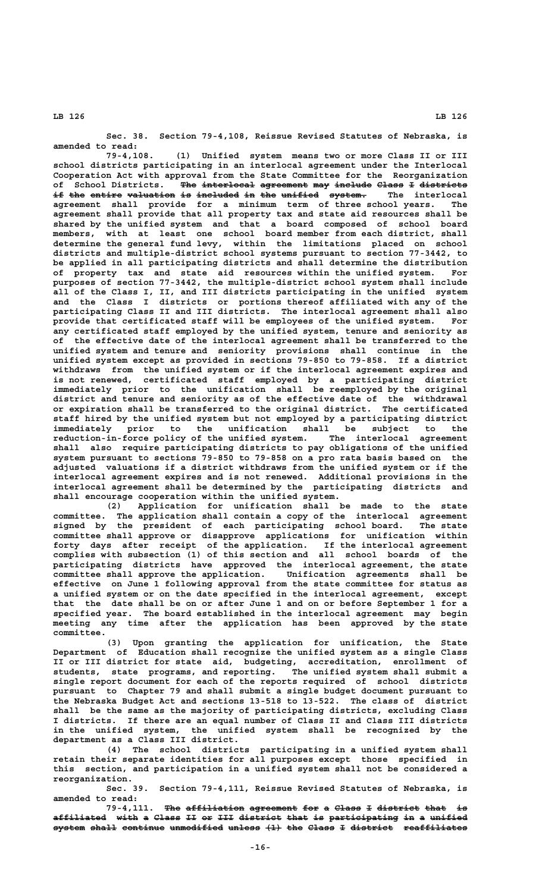Sec. 38. Section 79-4,108, Reissue Revised Statutes of Nebraska, is amended to read:

79-4,108. (1) Unified system means two or more Class II or III school districts participating in an interlocal agreement under the Interlocal Cooperation Act with approval from the State Committee for the Reorganization of School Districts. ~~The interlocal agreement may include Class I districts if the entire valuation is included in the unified system.~~ The interlocal agreement shall provide for a minimum term of three school years. The agreement shall provide that all property tax and state aid resources shall be shared by the unified system and that a board composed of school board members, with at least one school board member from each district, shall determine the general fund levy, within the limitations placed on school districts and multiple-district school systems pursuant to section 77-3442, to be applied in all participating districts and shall determine the distribution of property tax and state aid resources within the unified system. For purposes of section 77-3442, the multiple-district school system shall include all of the Class I, II, and III districts participating in the unified system and the Class I districts or portions thereof affiliated with any of the participating Class II and III districts. The interlocal agreement shall also provide that certificated staff will be employees of the unified system. For any certificated staff employed by the unified system, tenure and seniority as of the effective date of the interlocal agreement shall be transferred to the unified system and tenure and seniority provisions shall continue in the unified system except as provided in sections 79-850 to 79-858. If a district withdraws from the unified system or if the interlocal agreement expires and is not renewed, certificated staff employed by a participating district immediately prior to the unification shall be reemployed by the original district and tenure and seniority as of the effective date of the withdrawal or expiration shall be transferred to the original district. The certificated staff hired by the unified system but not employed by a participating district immediately prior to the unification shall be subject to the reduction-in-force policy of the unified system. The interlocal agreement shall also require participating districts to pay obligations of the unified system pursuant to sections 79-850 to 79-858 on a pro rata basis based on the adjusted valuations if a district withdraws from the unified system or if the interlocal agreement expires and is not renewed. Additional provisions in the interlocal agreement shall be determined by the participating districts and shall encourage cooperation within the unified system.

(2) Application for unification shall be made to the state committee. The application shall contain a copy of the interlocal agreement signed by the president of each participating school board. The state committee shall approve or disapprove applications for unification within forty days after receipt of the application. If the interlocal agreement complies with subsection (1) of this section and all school boards of the participating districts have approved the interlocal agreement, the state committee shall approve the application. Unification agreements shall be effective on June 1 following approval from the state committee for status as a unified system or on the date specified in the interlocal agreement, except that the date shall be on or after June 1 and on or before September 1 for a specified year. The board established in the interlocal agreement may begin meeting any time after the application has been approved by the state committee.

(3) Upon granting the application for unification, the State Department of Education shall recognize the unified system as a single Class II or III district for state aid, budgeting, accreditation, enrollment of students, state programs, and reporting. The unified system shall submit a single report document for each of the reports required of school districts pursuant to Chapter 79 and shall submit a single budget document pursuant to the Nebraska Budget Act and sections 13-518 to 13-522. The class of district shall be the same as the majority of participating districts, excluding Class I districts. If there are an equal number of Class II and Class III districts in the unified system, the unified system shall be recognized by the department as a Class III district.

(4) The school districts participating in a unified system shall retain their separate identities for all purposes except those specified in this section, and participation in a unified system shall not be considered a reorganization.

Sec. 39. Section 79-4,111, Reissue Revised Statutes of Nebraska, is amended to read:

79-4,111. ~~The affiliation agreement for a Class I district that is affiliated with a Class II or III district that is participating in a unified system shall continue unmodified unless (1) the Class I district reaffiliates~~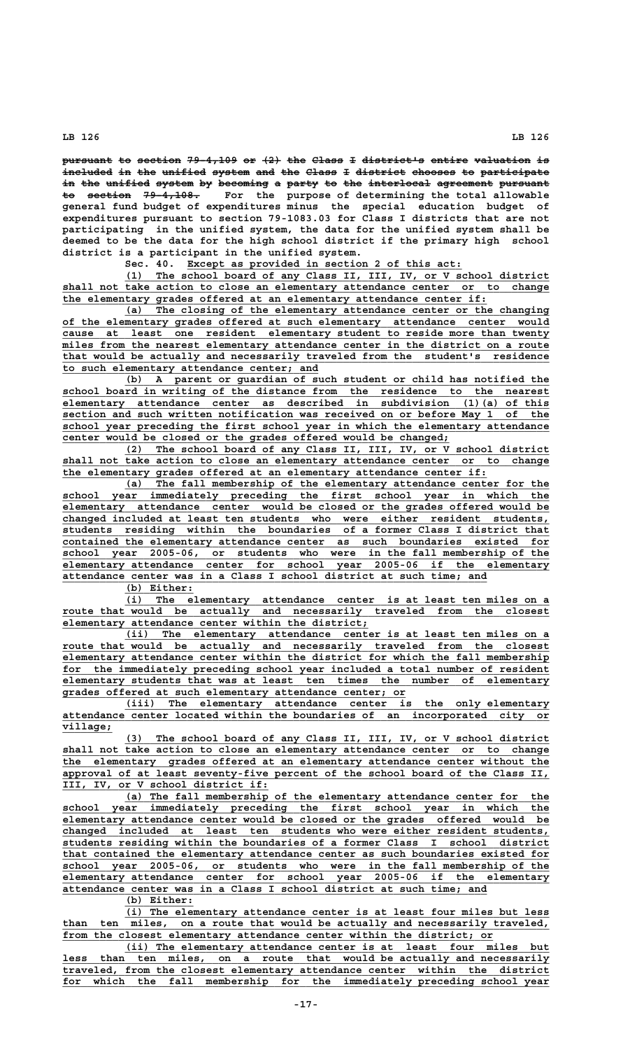~~pursuant to section 79-4,109 or (2) the Class I district's entire valuation is included in the unified system and the Class I district chooses to participate in the unified system by becoming a party to the interlocal agreement pursuant to section 79-4,108.~~ For the purpose of determining the total allowable general fund budget of expenditures minus the special education budget of expenditures pursuant to section 79-1083.03 for Class I districts that are not participating in the unified system, the data for the unified system shall be deemed to be the data for the high school district if the primary high school district is a participant in the unified system.

Sec. 40. Except as provided in section 2 of this act:

(1) The school board of any Class II, III, IV, or V school district shall not take action to close an elementary attendance center or to change the elementary grades offered at an elementary attendance center if:

(a) The closing of the elementary attendance center or the changing of the elementary grades offered at such elementary attendance center would cause at least one resident elementary student to reside more than twenty miles from the nearest elementary attendance center in the district on a route that would be actually and necessarily traveled from the student's residence to such elementary attendance center; and

(b) A parent or guardian of such student or child has notified the school board in writing of the distance from the residence to the nearest elementary attendance center as described in subdivision (1)(a) of this section and such written notification was received on or before May 1 of the school year preceding the first school year in which the elementary attendance center would be closed or the grades offered would be changed;

(2) The school board of any Class II, III, IV, or V school district shall not take action to close an elementary attendance center or to change the elementary grades offered at an elementary attendance center if:

(a) The fall membership of the elementary attendance center for the school year immediately preceding the first school year in which the elementary attendance center would be closed or the grades offered would be changed included at least ten students who were either resident students, students residing within the boundaries of a former Class I district that contained the elementary attendance center as such boundaries existed for school year 2005-06, or students who were in the fall membership of the elementary attendance center for school year 2005-06 if the elementary attendance center was in a Class I school district at such time; and

(b) Either:

(i) The elementary attendance center is at least ten miles on a route that would be actually and necessarily traveled from the closest elementary attendance center within the district;

(ii) The elementary attendance center is at least ten miles on a route that would be actually and necessarily traveled from the closest elementary attendance center within the district for which the fall membership for the immediately preceding school year included a total number of resident elementary students that was at least ten times the number of elementary grades offered at such elementary attendance center; or

(iii) The elementary attendance center is the only elementary attendance center located within the boundaries of an incorporated city or village;

(3) The school board of any Class II, III, IV, or V school district shall not take action to close an elementary attendance center or to change the elementary grades offered at an elementary attendance center without the approval of at least seventy-five percent of the school board of the Class II, III, IV, or V school district if:

(a) The fall membership of the elementary attendance center for the school year immediately preceding the first school year in which the elementary attendance center would be closed or the grades offered would be changed included at least ten students who were either resident students, students residing within the boundaries of a former Class I school district that contained the elementary attendance center as such boundaries existed for school year 2005-06, or students who were in the fall membership of the elementary attendance center for school year 2005-06 if the elementary attendance center was in a Class I school district at such time; and

(b) Either:

(i) The elementary attendance center is at least four miles but less than ten miles, on a route that would be actually and necessarily traveled, from the closest elementary attendance center within the district; or

(ii) The elementary attendance center is at least four miles but less than ten miles, on a route that would be actually and necessarily traveled, from the closest elementary attendance center within the district for which the fall membership for the immediately preceding school year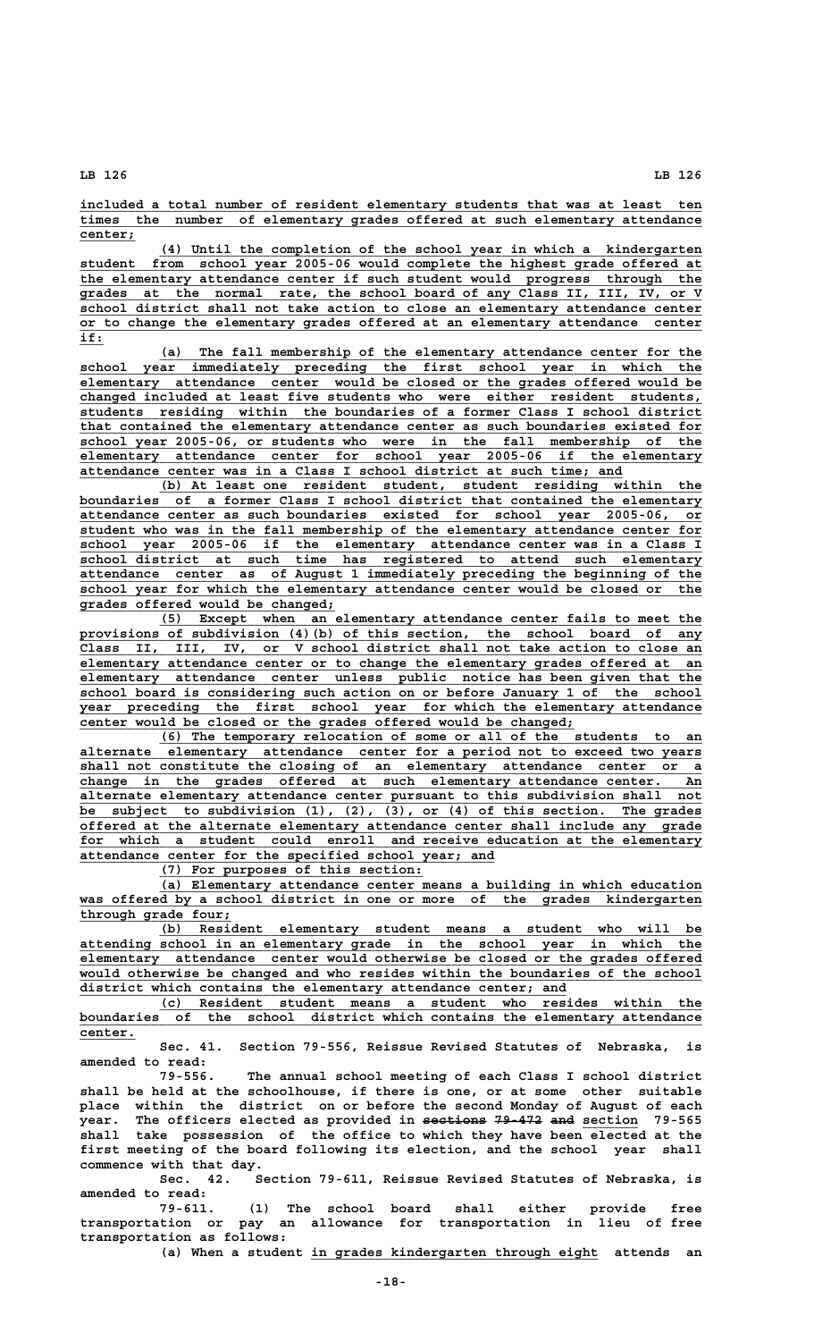included a total number of resident elementary students that was at least ten times the number of elementary grades offered at such elementary attendance center;

(4) Until the completion of the school year in which a kindergarten student from school year 2005-06 would complete the highest grade offered at the elementary attendance center if such student would progress through the grades at the normal rate, the school board of any Class II, III, IV, or V school district shall not take action to close an elementary attendance center or to change the elementary grades offered at an elementary attendance center if:

(a) The fall membership of the elementary attendance center for the school year immediately preceding the first school year in which the elementary attendance center would be closed or the grades offered would be changed included at least five students who were either resident students, students residing within the boundaries of a former Class I school district that contained the elementary attendance center as such boundaries existed for school year 2005-06, or students who were in the fall membership of the elementary attendance center for school year 2005-06 if the elementary attendance center was in a Class I school district at such time; and

(b) At least one resident student, student residing within the boundaries of a former Class I school district that contained the elementary attendance center as such boundaries existed for school year 2005-06, or student who was in the fall membership of the elementary attendance center for school year 2005-06 if the elementary attendance center was in a Class I school district at such time has registered to attend such elementary attendance center as of August 1 immediately preceding the beginning of the school year for which the elementary attendance center would be closed or the grades offered would be changed;

(5) Except when an elementary attendance center fails to meet the provisions of subdivision (4)(b) of this section, the school board of any Class II, III, IV, or V school district shall not take action to close an elementary attendance center or to change the elementary grades offered at an elementary attendance center unless public notice has been given that the school board is considering such action on or before January 1 of the school year preceding the first school year for which the elementary attendance center would be closed or the grades offered would be changed;

(6) The temporary relocation of some or all of the students to an alternate elementary attendance center for a period not to exceed two years shall not constitute the closing of an elementary attendance center or a change in the grades offered at such elementary attendance center. An alternate elementary attendance center pursuant to this subdivision shall not be subject to subdivision (1), (2), (3), or (4) of this section. The grades offered at the alternate elementary attendance center shall include any grade for which a student could enroll and receive education at the elementary attendance center for the specified school year; and

(7) For purposes of this section:

(a) Elementary attendance center means a building in which education was offered by a school district in one or more of the grades kindergarten through grade four;

(b) Resident elementary student means a student who will be attending school in an elementary grade in the school year in which the elementary attendance center would otherwise be closed or the grades offered would otherwise be changed and who resides within the boundaries of the school district which contains the elementary attendance center; and

(c) Resident student means a student who resides within the boundaries of the school district which contains the elementary attendance center.

Sec. 41. Section 79-556, Reissue Revised Statutes of Nebraska, is amended to read:

79-556. The annual school meeting of each Class I school district shall be held at the schoolhouse, if there is one, or at some other suitable place within the district on or before the second Monday of August of each year. The officers elected as provided in ~~sections 79-472 and~~ section 79-565 shall take possession of the office to which they have been elected at the first meeting of the board following its election, and the school year shall commence with that day.

Sec. 42. Section 79-611, Reissue Revised Statutes of Nebraska, is amended to read:

79-611. (1) The school board shall either provide free transportation or pay an allowance for transportation in lieu of free transportation as follows:

(a) When a student in grades kindergarten through eight attends an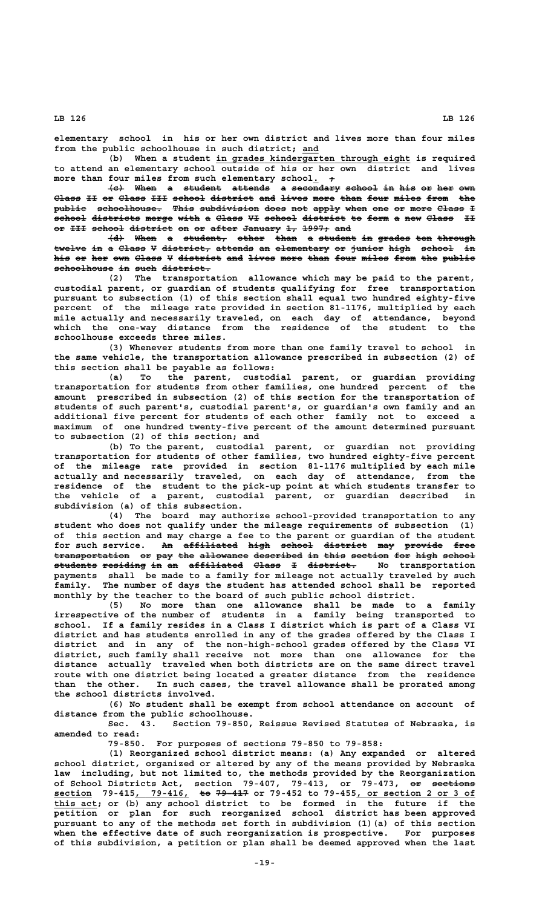elementary school in his or her own district and lives more than four miles from the public schoolhouse in such district; and

(b) When a student in grades kindergarten through eight is required to attend an elementary school outside of his or her own district and lives more than four miles from such elementary school. ;

(c) When a student attends a secondary school in his or her own Class II or Class III school district and lives more than four miles from the public schoolhouse. This subdivision does not apply when one or more Class I school districts merge with a Class VI school district to form a new Class II or III school district on or after January 1, 1997; and

(d) When a student, other than a student in grades ten through twelve in a Class V district, attends an elementary or junior high school in his or her own Class V district and lives more than four miles from the public schoolhouse in such district.

(2) The transportation allowance which may be paid to the parent, custodial parent, or guardian of students qualifying for free transportation pursuant to subsection (1) of this section shall equal two hundred eighty-five percent of the mileage rate provided in section 81-1176, multiplied by each mile actually and necessarily traveled, on each day of attendance, beyond which the one-way distance from the residence of the student to the schoolhouse exceeds three miles.

(3) Whenever students from more than one family travel to school in the same vehicle, the transportation allowance prescribed in subsection (2) of this section shall be payable as follows:

(a) To the parent, custodial parent, or guardian providing transportation for students from other families, one hundred percent of the amount prescribed in subsection (2) of this section for the transportation of students of such parent's, custodial parent's, or guardian's own family and an additional five percent for students of each other family not to exceed a maximum of one hundred twenty-five percent of the amount determined pursuant to subsection (2) of this section; and

(b) To the parent, custodial parent, or guardian not providing transportation for students of other families, two hundred eighty-five percent of the mileage rate provided in section 81-1176 multiplied by each mile actually and necessarily traveled, on each day of attendance, from the residence of the student to the pick-up point at which students transfer to the vehicle of a parent, custodial parent, or guardian described in subdivision (a) of this subsection.

(4) The board may authorize school-provided transportation to any student who does not qualify under the mileage requirements of subsection (1) of this section and may charge a fee to the parent or guardian of the student for such service. An affiliated high school district may provide free transportation or pay the allowance described in this section for high school students residing in an affiliated Class I district. No transportation payments shall be made to a family for mileage not actually traveled by such family. The number of days the student has attended school shall be reported monthly by the teacher to the board of such public school district.

(5) No more than one allowance shall be made to a family irrespective of the number of students in a family being transported to school. If a family resides in a Class I district which is part of a Class VI district and has students enrolled in any of the grades offered by the Class I district and in any of the non-high-school grades offered by the Class VI district, such family shall receive not more than one allowance for the distance actually traveled when both districts are on the same direct travel route with one district being located a greater distance from the residence than the other. In such cases, the travel allowance shall be prorated among the school districts involved.

(6) No student shall be exempt from school attendance on account of distance from the public schoolhouse.

Sec. 43. Section 79-850, Reissue Revised Statutes of Nebraska, is amended to read:

79-850. For purposes of sections 79-850 to 79-858:

(1) Reorganized school district means: (a) Any expanded or altered school district, organized or altered by any of the means provided by Nebraska law including, but not limited to, the methods provided by the Reorganization of School Districts Act, section 79-407, 79-413, or 79-473, or sections section 79-415, 79-416, to 79-417 or 79-452 to 79-455, or section 2 or 3 of this act; or (b) any school district to be formed in the future if the petition or plan for such reorganized school district has been approved pursuant to any of the methods set forth in subdivision (1)(a) of this section when the effective date of such reorganization is prospective. For purposes of this subdivision, a petition or plan shall be deemed approved when the last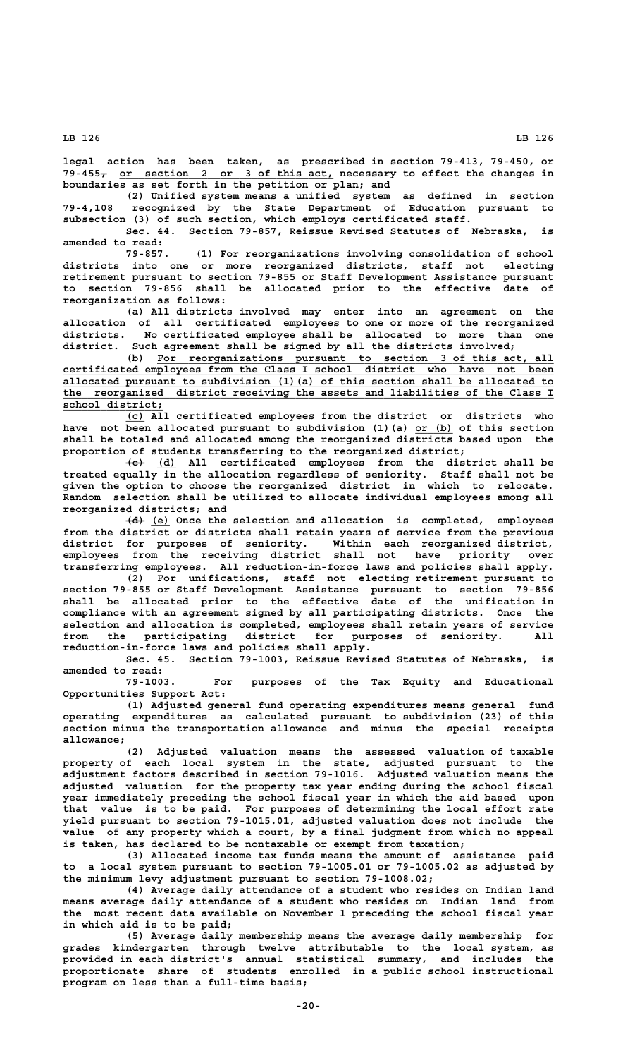legal action has been taken, as prescribed in section 79-413, 79-450, or 79-455, or section 2 or 3 of this act, necessary to effect the changes in boundaries as set forth in the petition or plan; and

(2) Unified system means a unified system as defined in section 79-4,108 recognized by the State Department of Education pursuant to subsection (3) of such section, which employs certificated staff.

Sec. 44. Section 79-857, Reissue Revised Statutes of Nebraska, is amended to read:

79-857. (1) For reorganizations involving consolidation of school districts into one or more reorganized districts, staff not electing retirement pursuant to section 79-855 or Staff Development Assistance pursuant to section 79-856 shall be allocated prior to the effective date of reorganization as follows:

(a) All districts involved may enter into an agreement on the allocation of all certificated employees to one or more of the reorganized districts. No certificated employee shall be allocated to more than one district. Such agreement shall be signed by all the districts involved;

(b) For reorganizations pursuant to section 3 of this act, all certificated employees from the Class I school district who have not been allocated pursuant to subdivision (1)(a) of this section shall be allocated to the reorganized district receiving the assets and liabilities of the Class I school district;

(c) All certificated employees from the district or districts who have not been allocated pursuant to subdivision (1)(a) or (b) of this section shall be totaled and allocated among the reorganized districts based upon the proportion of students transferring to the reorganized district;

~~(c)~~ (d) All certificated employees from the district shall be treated equally in the allocation regardless of seniority. Staff shall not be given the option to choose the reorganized district in which to relocate. Random selection shall be utilized to allocate individual employees among all reorganized districts; and

~~(d)~~ (e) Once the selection and allocation is completed, employees from the district or districts shall retain years of service from the previous district for purposes of seniority. Within each reorganized district, employees from the receiving district shall not have priority over transferring employees. All reduction-in-force laws and policies shall apply.

(2) For unifications, staff not electing retirement pursuant to section 79-855 or Staff Development Assistance pursuant to section 79-856 shall be allocated prior to the effective date of the unification in compliance with an agreement signed by all participating districts. Once the selection and allocation is completed, employees shall retain years of service from the participating district for purposes of seniority. All reduction-in-force laws and policies shall apply.

Sec. 45. Section 79-1003, Reissue Revised Statutes of Nebraska, is amended to read:

79-1003. For purposes of the Tax Equity and Educational Opportunities Support Act:

(1) Adjusted general fund operating expenditures means general fund operating expenditures as calculated pursuant to subdivision (23) of this section minus the transportation allowance and minus the special receipts allowance;

(2) Adjusted valuation means the assessed valuation of taxable property of each local system in the state, adjusted pursuant to the adjustment factors described in section 79-1016. Adjusted valuation means the adjusted valuation for the property tax year ending during the school fiscal year immediately preceding the school fiscal year in which the aid based upon that value is to be paid. For purposes of determining the local effort rate yield pursuant to section 79-1015.01, adjusted valuation does not include the value of any property which a court, by a final judgment from which no appeal is taken, has declared to be nontaxable or exempt from taxation;

(3) Allocated income tax funds means the amount of assistance paid to a local system pursuant to section 79-1005.01 or 79-1005.02 as adjusted by the minimum levy adjustment pursuant to section 79-1008.02;

(4) Average daily attendance of a student who resides on Indian land means average daily attendance of a student who resides on Indian land from the most recent data available on November 1 preceding the school fiscal year in which aid is to be paid;

(5) Average daily membership means the average daily membership for grades kindergarten through twelve attributable to the local system, as provided in each district's annual statistical summary, and includes the proportionate share of students enrolled in a public school instructional program on less than a full-time basis;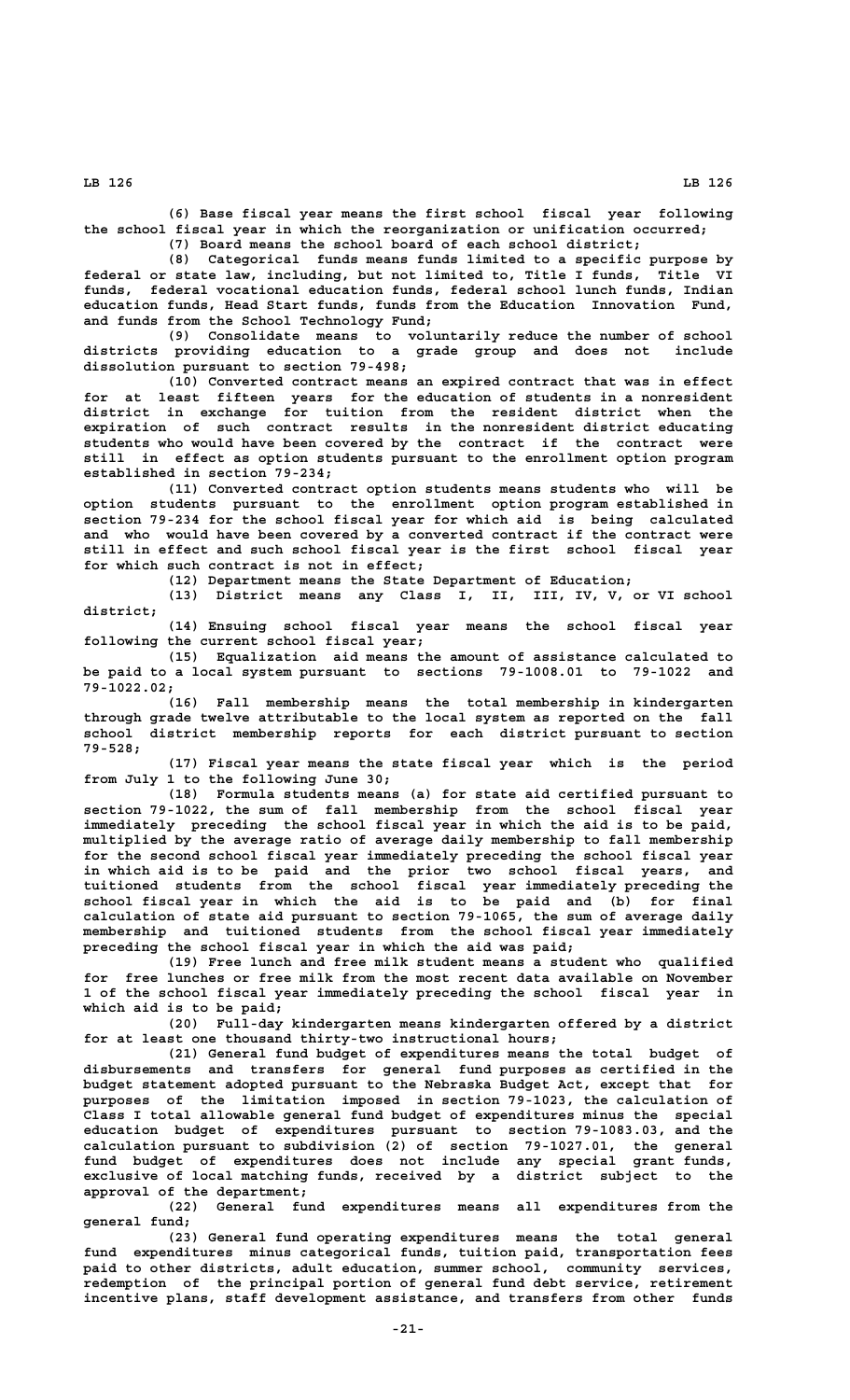(6) Base fiscal year means the first school fiscal year following the school fiscal year in which the reorganization or unification occurred;

(7) Board means the school board of each school district;

(8) Categorical funds means funds limited to a specific purpose by federal or state law, including, but not limited to, Title I funds, Title VI funds, federal vocational education funds, federal school lunch funds, Indian education funds, Head Start funds, funds from the Education Innovation Fund, and funds from the School Technology Fund;

(9) Consolidate means to voluntarily reduce the number of school districts providing education to a grade group and does not include dissolution pursuant to section 79-498;

(10) Converted contract means an expired contract that was in effect for at least fifteen years for the education of students in a nonresident district in exchange for tuition from the resident district when the expiration of such contract results in the nonresident district educating students who would have been covered by the contract if the contract were still in effect as option students pursuant to the enrollment option program established in section 79-234;

(11) Converted contract option students means students who will be option students pursuant to the enrollment option program established in section 79-234 for the school fiscal year for which aid is being calculated and who would have been covered by a converted contract if the contract were still in effect and such school fiscal year is the first school fiscal year for which such contract is not in effect;

(12) Department means the State Department of Education;

(13) District means any Class I, II, III, IV, V, or VI school district;

(14) Ensuing school fiscal year means the school fiscal year following the current school fiscal year;

(15) Equalization aid means the amount of assistance calculated to be paid to a local system pursuant to sections 79-1008.01 to 79-1022 and 79-1022.02;

(16) Fall membership means the total membership in kindergarten through grade twelve attributable to the local system as reported on the fall school district membership reports for each district pursuant to section 79-528;

(17) Fiscal year means the state fiscal year which is the period from July 1 to the following June 30;

(18) Formula students means (a) for state aid certified pursuant to section 79-1022, the sum of fall membership from the school fiscal year immediately preceding the school fiscal year in which the aid is to be paid, multiplied by the average ratio of average daily membership to fall membership for the second school fiscal year immediately preceding the school fiscal year in which aid is to be paid and the prior two school fiscal years, and tuitioned students from the school fiscal year immediately preceding the school fiscal year in which the aid is to be paid and (b) for final calculation of state aid pursuant to section 79-1065, the sum of average daily membership and tuitioned students from the school fiscal year immediately preceding the school fiscal year in which the aid was paid;

(19) Free lunch and free milk student means a student who qualified for free lunches or free milk from the most recent data available on November 1 of the school fiscal year immediately preceding the school fiscal year in which aid is to be paid;

(20) Full-day kindergarten means kindergarten offered by a district for at least one thousand thirty-two instructional hours;

(21) General fund budget of expenditures means the total budget of disbursements and transfers for general fund purposes as certified in the budget statement adopted pursuant to the Nebraska Budget Act, except that for purposes of the limitation imposed in section 79-1023, the calculation of Class I total allowable general fund budget of expenditures minus the special education budget of expenditures pursuant to section 79-1083.03, and the calculation pursuant to subdivision (2) of section 79-1027.01, the general fund budget of expenditures does not include any special grant funds, exclusive of local matching funds, received by a district subject to the approval of the department;

(22) General fund expenditures means all expenditures from the general fund;

(23) General fund operating expenditures means the total general fund expenditures minus categorical funds, tuition paid, transportation fees paid to other districts, adult education, summer school, community services, redemption of the principal portion of general fund debt service, retirement incentive plans, staff development assistance, and transfers from other funds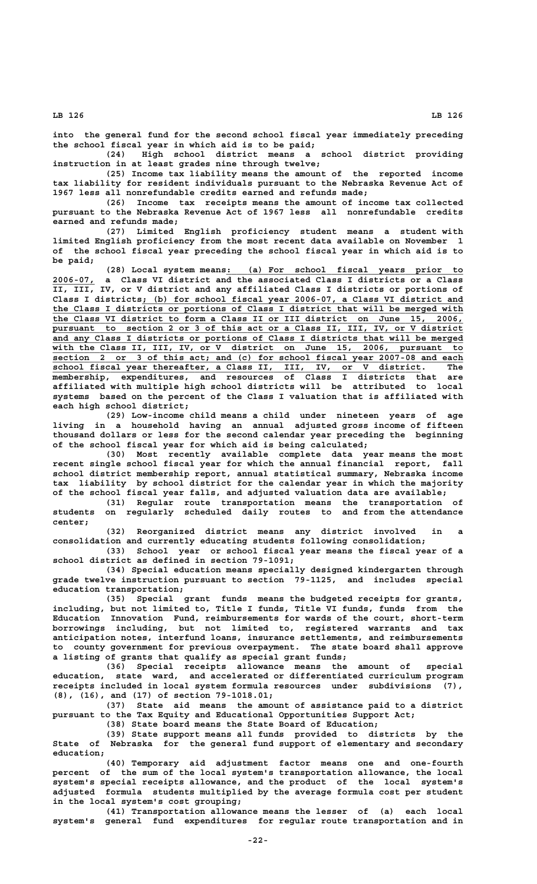into the general fund for the second school fiscal year immediately preceding the school fiscal year in which aid is to be paid;

(24) High school district means a school district providing instruction in at least grades nine through twelve;

(25) Income tax liability means the amount of the reported income tax liability for resident individuals pursuant to the Nebraska Revenue Act of 1967 less all nonrefundable credits earned and refunds made;

(26) Income tax receipts means the amount of income tax collected pursuant to the Nebraska Revenue Act of 1967 less all nonrefundable credits earned and refunds made;

(27) Limited English proficiency student means a student with limited English proficiency from the most recent data available on November 1 of the school fiscal year preceding the school fiscal year in which aid is to be paid;

(28) Local system means: (a) For school fiscal years prior to 2006-07, a Class VI district and the associated Class I districts or a Class II, III, IV, or V district and any affiliated Class I districts or portions of Class I districts; (b) for school fiscal year 2006-07, a Class VI district and the Class I districts or portions of Class I district that will be merged with the Class VI district to form a Class II or III district on June 15, 2006, pursuant to section 2 or 3 of this act or a Class II, III, IV, or V district and any Class I districts or portions of Class I districts that will be merged with the Class II, III, IV, or V district on June 15, 2006, pursuant to section 2 or 3 of this act; and (c) for school fiscal year 2007-08 and each school fiscal year thereafter, a Class II, III, IV, or V district. The membership, expenditures, and resources of Class I districts that are affiliated with multiple high school districts will be attributed to local systems based on the percent of the Class I valuation that is affiliated with each high school district;

(29) Low-income child means a child under nineteen years of age living in a household having an annual adjusted gross income of fifteen thousand dollars or less for the second calendar year preceding the beginning of the school fiscal year for which aid is being calculated;

(30) Most recently available complete data year means the most recent single school fiscal year for which the annual financial report, fall school district membership report, annual statistical summary, Nebraska income tax liability by school district for the calendar year in which the majority of the school fiscal year falls, and adjusted valuation data are available;

(31) Regular route transportation means the transportation of students on regularly scheduled daily routes to and from the attendance center;

(32) Reorganized district means any district involved in a consolidation and currently educating students following consolidation;

(33) School year or school fiscal year means the fiscal year of a school district as defined in section 79-1091;

(34) Special education means specially designed kindergarten through grade twelve instruction pursuant to section 79-1125, and includes special education transportation;

(35) Special grant funds means the budgeted receipts for grants, including, but not limited to, Title I funds, Title VI funds, funds from the Education Innovation Fund, reimbursements for wards of the court, short-term borrowings including, but not limited to, registered warrants and tax anticipation notes, interfund loans, insurance settlements, and reimbursements to county government for previous overpayment. The state board shall approve a listing of grants that qualify as special grant funds;

(36) Special receipts allowance means the amount of special education, state ward, and accelerated or differentiated curriculum program receipts included in local system formula resources under subdivisions (7), (8), (16), and (17) of section 79-1018.01;

(37) State aid means the amount of assistance paid to a district pursuant to the Tax Equity and Educational Opportunities Support Act;

(38) State board means the State Board of Education;

(39) State support means all funds provided to districts by the State of Nebraska for the general fund support of elementary and secondary education;

(40) Temporary aid adjustment factor means one and one-fourth percent of the sum of the local system's transportation allowance, the local system's special receipts allowance, and the product of the local system's adjusted formula students multiplied by the average formula cost per student in the local system's cost grouping;

(41) Transportation allowance means the lesser of (a) each local system's general fund expenditures for regular route transportation and in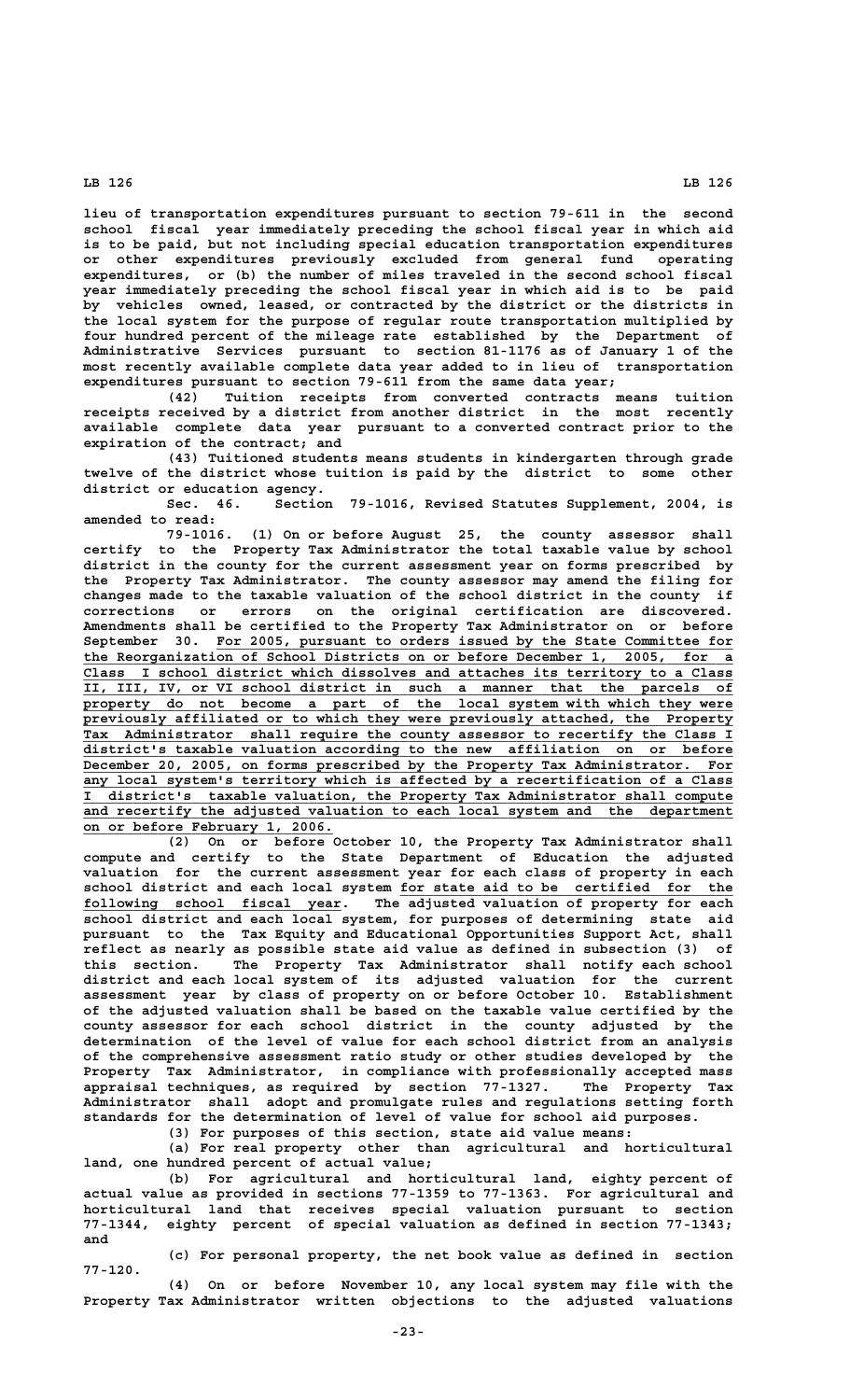lieu of transportation expenditures pursuant to section 79-611 in the second school fiscal year immediately preceding the school fiscal year in which aid is to be paid, but not including special education transportation expenditures or other expenditures previously excluded from general fund operating expenditures, or (b) the number of miles traveled in the second school fiscal year immediately preceding the school fiscal year in which aid is to be paid by vehicles owned, leased, or contracted by the district or the districts in the local system for the purpose of regular route transportation multiplied by four hundred percent of the mileage rate established by the Department of Administrative Services pursuant to section 81-1176 as of January 1 of the most recently available complete data year added to in lieu of transportation expenditures pursuant to section 79-611 from the same data year;

(42) Tuition receipts from converted contracts means tuition receipts received by a district from another district in the most recently available complete data year pursuant to a converted contract prior to the expiration of the contract; and

(43) Tuitioned students means students in kindergarten through grade twelve of the district whose tuition is paid by the district to some other district or education agency.

Sec. 46. Section 79-1016, Revised Statutes Supplement, 2004, is amended to read:

79-1016. (1) On or before August 25, the county assessor shall certify to the Property Tax Administrator the total taxable value by school district in the county for the current assessment year on forms prescribed by the Property Tax Administrator. The county assessor may amend the filing for changes made to the taxable valuation of the school district in the county if corrections or errors on the original certification are discovered. Amendments shall be certified to the Property Tax Administrator on or before September 30. For 2005, pursuant to orders issued by the State Committee for the Reorganization of School Districts on or before December 1, 2005, for a Class I school district which dissolves and attaches its territory to a Class II, III, IV, or VI school district in such a manner that the parcels of property do not become a part of the local system with which they were previously affiliated or to which they were previously attached, the Property Tax Administrator shall require the county assessor to recertify the Class I district's taxable valuation according to the new affiliation on or before December 20, 2005, on forms prescribed by the Property Tax Administrator. For any local system's territory which is affected by a recertification of a Class I district's taxable valuation, the Property Tax Administrator shall compute and recertify the adjusted valuation to each local system and the department on or before February 1, 2006.

(2) On or before October 10, the Property Tax Administrator shall compute and certify to the State Department of Education the adjusted valuation for the current assessment year for each class of property in each school district and each local system for state aid to be certified for the following school fiscal year. The adjusted valuation of property for each school district and each local system, for purposes of determining state aid pursuant to the Tax Equity and Educational Opportunities Support Act, shall reflect as nearly as possible state aid value as defined in subsection (3) of this section. The Property Tax Administrator shall notify each school district and each local system of its adjusted valuation for the current assessment year by class of property on or before October 10. Establishment of the adjusted valuation shall be based on the taxable value certified by the county assessor for each school district in the county adjusted by the determination of the level of value for each school district from an analysis of the comprehensive assessment ratio study or other studies developed by the Property Tax Administrator, in compliance with professionally accepted mass appraisal techniques, as required by section 77-1327. The Property Tax Administrator shall adopt and promulgate rules and regulations setting forth standards for the determination of level of value for school aid purposes.

(3) For purposes of this section, state aid value means:

(a) For real property other than agricultural and horticultural land, one hundred percent of actual value;

(b) For agricultural and horticultural land, eighty percent of actual value as provided in sections 77-1359 to 77-1363. For agricultural and horticultural land that receives special valuation pursuant to section 77-1344, eighty percent of special valuation as defined in section 77-1343; and

(c) For personal property, the net book value as defined in section 77-120.

(4) On or before November 10, any local system may file with the Property Tax Administrator written objections to the adjusted valuations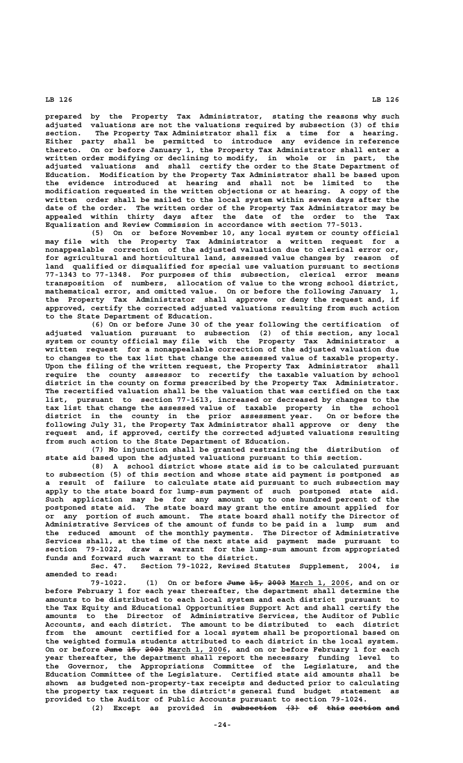prepared by the Property Tax Administrator, stating the reasons why such adjusted valuations are not the valuations required by subsection (3) of this section. The Property Tax Administrator shall fix a time for a hearing. Either party shall be permitted to introduce any evidence in reference thereto. On or before January 1, the Property Tax Administrator shall enter a written order modifying or declining to modify, in whole or in part, the adjusted valuations and shall certify the order to the State Department of Education. Modification by the Property Tax Administrator shall be based upon the evidence introduced at hearing and shall not be limited to the modification requested in the written objections or at hearing. A copy of the written order shall be mailed to the local system within seven days after the date of the order. The written order of the Property Tax Administrator may be appealed within thirty days after the date of the order to the Tax Equalization and Review Commission in accordance with section 77-5013.

(5) On or before November 10, any local system or county official may file with the Property Tax Administrator a written request for a nonappealable correction of the adjusted valuation due to clerical error or, for agricultural and horticultural land, assessed value changes by reason of land qualified or disqualified for special use valuation pursuant to sections 77-1343 to 77-1348. For purposes of this subsection, clerical error means transposition of numbers, allocation of value to the wrong school district, mathematical error, and omitted value. On or before the following January 1, the Property Tax Administrator shall approve or deny the request and, if approved, certify the corrected adjusted valuations resulting from such action to the State Department of Education.

(6) On or before June 30 of the year following the certification of adjusted valuation pursuant to subsection (2) of this section, any local system or county official may file with the Property Tax Administrator a written request for a nonappealable correction of the adjusted valuation due to changes to the tax list that change the assessed value of taxable property. Upon the filing of the written request, the Property Tax Administrator shall require the county assessor to recertify the taxable valuation by school district in the county on forms prescribed by the Property Tax Administrator. The recertified valuation shall be the valuation that was certified on the tax list, pursuant to section 77-1613, increased or decreased by changes to the tax list that change the assessed value of taxable property in the school district in the county in the prior assessment year. On or before the following July 31, the Property Tax Administrator shall approve or deny the request and, if approved, certify the corrected adjusted valuations resulting from such action to the State Department of Education.

(7) No injunction shall be granted restraining the distribution of state aid based upon the adjusted valuations pursuant to this section.

(8) A school district whose state aid is to be calculated pursuant to subsection (5) of this section and whose state aid payment is postponed as a result of failure to calculate state aid pursuant to such subsection may apply to the state board for lump-sum payment of such postponed state aid. Such application may be for any amount up to one hundred percent of the postponed state aid. The state board may grant the entire amount applied for or any portion of such amount. The state board shall notify the Director of Administrative Services of the amount of funds to be paid in a lump sum and the reduced amount of the monthly payments. The Director of Administrative Services shall, at the time of the next state aid payment made pursuant to section 79-1022, draw a warrant for the lump-sum amount from appropriated funds and forward such warrant to the district.

Sec. 47. Section 79-1022, Revised Statutes Supplement, 2004, is amended to read:

79-1022. (1) On or before ~~June 15, 2003~~ March 1, 2006, and on or before February 1 for each year thereafter, the department shall determine the amounts to be distributed to each local system and each district pursuant to the Tax Equity and Educational Opportunities Support Act and shall certify the amounts to the Director of Administrative Services, the Auditor of Public Accounts, and each district. The amount to be distributed to each district from the amount certified for a local system shall be proportional based on the weighted formula students attributed to each district in the local system. On or before ~~June 15, 2003~~ March 1, 2006, and on or before February 1 for each year thereafter, the department shall report the necessary funding level to the Governor, the Appropriations Committee of the Legislature, and the Education Committee of the Legislature. Certified state aid amounts shall be shown as budgeted non-property-tax receipts and deducted prior to calculating the property tax request in the district's general fund budget statement as provided to the Auditor of Public Accounts pursuant to section 79-1024.

(2) Except as provided in ~~subsection (3) of this section and~~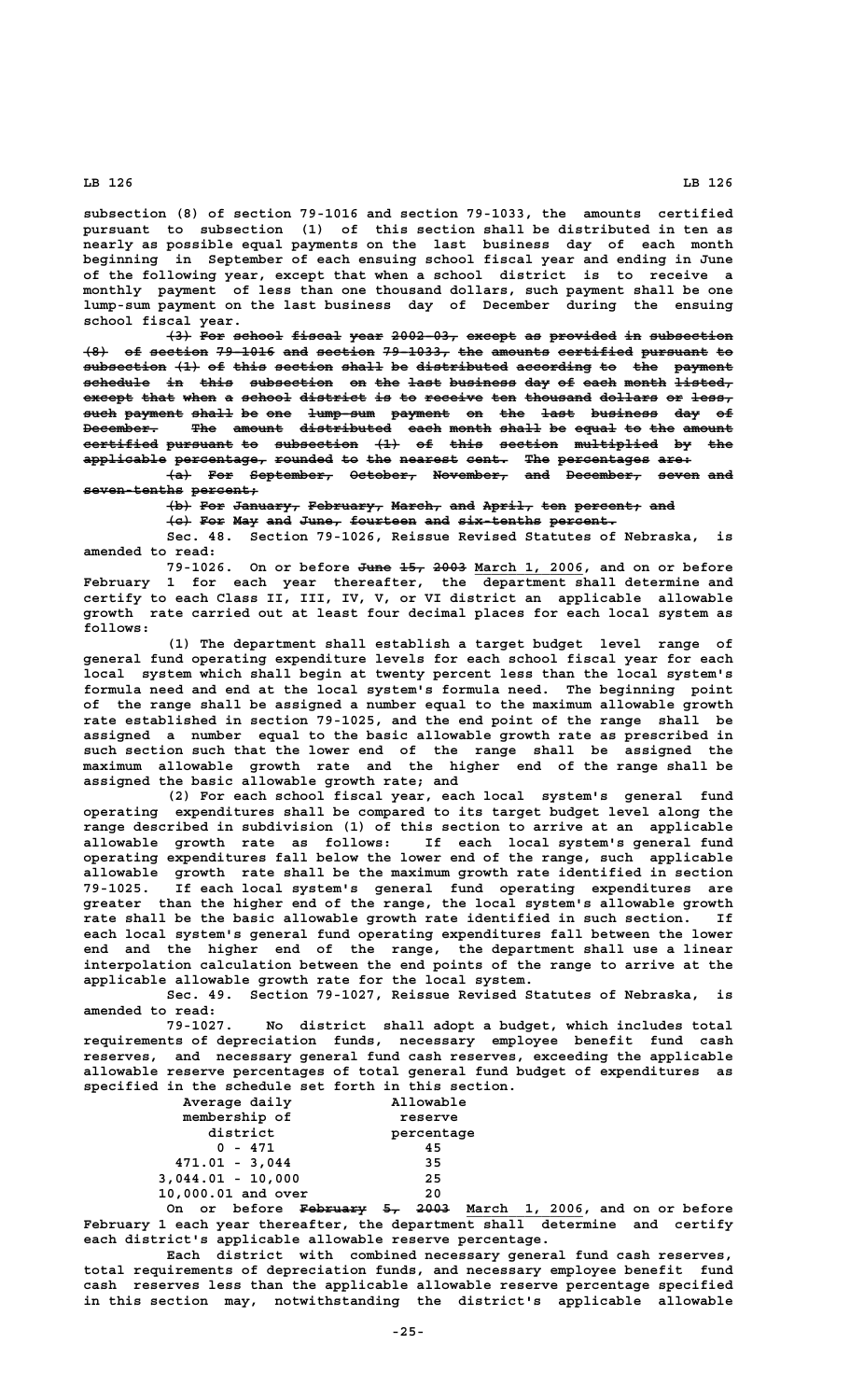subsection (8) of section 79-1016 and section 79-1033, the amounts certified pursuant to subsection (1) of this section shall be distributed in ten as nearly as possible equal payments on the last business day of each month beginning in September of each ensuing school fiscal year and ending in June of the following year, except that when a school district is to receive a monthly payment of less than one thousand dollars, such payment shall be one lump-sum payment on the last business day of December during the ensuing school fiscal year.

~~(3) For school fiscal year 2002-03, except as provided in subsection (8) of section 79-1016 and section 79-1033, the amounts certified pursuant to subsection (1) of this section shall be distributed according to the payment schedule in this subsection on the last business day of each month listed, except that when a school district is to receive ten thousand dollars or less, such payment shall be one lump-sum payment on the last business day of December. The amount distributed each month shall be equal to the amount certified pursuant to subsection (1) of this section multiplied by the applicable percentage, rounded to the nearest cent. The percentages are:~~

~~(a) For September, October, November, and December, seven and seven-tenths percent;~~

~~(b) For January, February, March, and April, ten percent; and~~

~~(c) For May and June, fourteen and six-tenths percent.~~

Sec. 48. Section 79-1026, Reissue Revised Statutes of Nebraska, is amended to read:

79-1026. On or before ~~June 15, 2003~~ March 1, 2006, and on or before February 1 for each year thereafter, the department shall determine and certify to each Class II, III, IV, V, or VI district an applicable allowable growth rate carried out at least four decimal places for each local system as follows:

(1) The department shall establish a target budget level range of general fund operating expenditure levels for each school fiscal year for each local system which shall begin at twenty percent less than the local system's formula need and end at the local system's formula need. The beginning point of the range shall be assigned a number equal to the maximum allowable growth rate established in section 79-1025, and the end point of the range shall be assigned a number equal to the basic allowable growth rate as prescribed in such section such that the lower end of the range shall be assigned the maximum allowable growth rate and the higher end of the range shall be assigned the basic allowable growth rate; and

(2) For each school fiscal year, each local system's general fund operating expenditures shall be compared to its target budget level along the range described in subdivision (1) of this section to arrive at an applicable allowable growth rate as follows: If each local system's general fund operating expenditures fall below the lower end of the range, such applicable allowable growth rate shall be the maximum growth rate identified in section 79-1025. If each local system's general fund operating expenditures are greater than the higher end of the range, the local system's allowable growth rate shall be the basic allowable growth rate identified in such section. If each local system's general fund operating expenditures fall between the lower end and the higher end of the range, the department shall use a linear interpolation calculation between the end points of the range to arrive at the applicable allowable growth rate for the local system.

Sec. 49. Section 79-1027, Reissue Revised Statutes of Nebraska, is amended to read:

79-1027. No district shall adopt a budget, which includes total requirements of depreciation funds, necessary employee benefit fund cash reserves, and necessary general fund cash reserves, exceeding the applicable allowable reserve percentages of total general fund budget of expenditures as specified in the schedule set forth in this section.

| Average daily membership of district | Allowable reserve percentage |
|---|---|
| 0 - 471 | 45 |
| 471.01 - 3,044 | 35 |
| 3,044.01 - 10,000 | 25 |
| 10,000.01 and over | 20 |

On or before ~~February 5, 2003~~ March 1, 2006, and on or before February 1 each year thereafter, the department shall determine and certify each district's applicable allowable reserve percentage.

Each district with combined necessary general fund cash reserves, total requirements of depreciation funds, and necessary employee benefit fund cash reserves less than the applicable allowable reserve percentage specified in this section may, notwithstanding the district's applicable allowable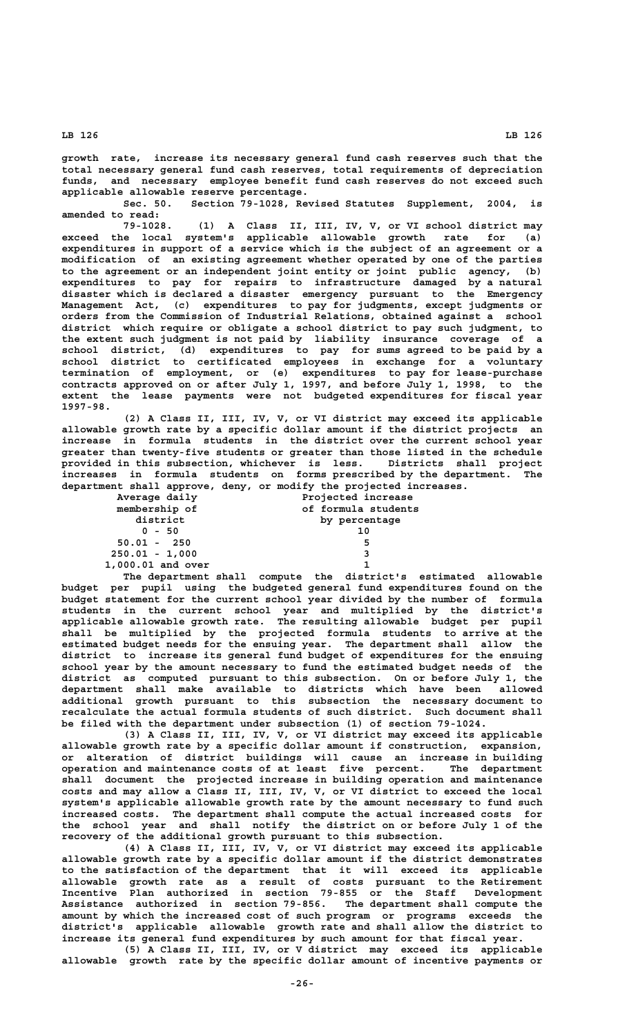growth rate, increase its necessary general fund cash reserves such that the total necessary general fund cash reserves, total requirements of depreciation funds, and necessary employee benefit fund cash reserves do not exceed such applicable allowable reserve percentage.

Sec. 50. Section 79-1028, Revised Statutes Supplement, 2004, is amended to read:

79-1028. (1) A Class II, III, IV, V, or VI school district may exceed the local system's applicable allowable growth rate for (a) expenditures in support of a service which is the subject of an agreement or a modification of an existing agreement whether operated by one of the parties to the agreement or an independent joint entity or joint public agency, (b) expenditures to pay for repairs to infrastructure damaged by a natural disaster which is declared a disaster emergency pursuant to the Emergency Management Act, (c) expenditures to pay for judgments, except judgments or orders from the Commission of Industrial Relations, obtained against a school district which require or obligate a school district to pay such judgment, to the extent such judgment is not paid by liability insurance coverage of a school district, (d) expenditures to pay for sums agreed to be paid by a school district to certificated employees in exchange for a voluntary termination of employment, or (e) expenditures to pay for lease-purchase contracts approved on or after July 1, 1997, and before July 1, 1998, to the extent the lease payments were not budgeted expenditures for fiscal year 1997-98.

(2) A Class II, III, IV, V, or VI district may exceed its applicable allowable growth rate by a specific dollar amount if the district projects an increase in formula students in the district over the current school year greater than twenty-five students or greater than those listed in the schedule provided in this subsection, whichever is less. Districts shall project increases in formula students on forms prescribed by the department. The department shall approve, deny, or modify the projected increases.

| Average daily membership of district | Projected increase of formula students by percentage |
|---|---|
| 0 - 50 | 10 |
| 50.01 - 250 | 5 |
| 250.01 - 1,000 | 3 |
| 1,000.01 and over | 1 |

The department shall compute the district's estimated allowable budget per pupil using the budgeted general fund expenditures found on the budget statement for the current school year divided by the number of formula students in the current school year and multiplied by the district's applicable allowable growth rate. The resulting allowable budget per pupil shall be multiplied by the projected formula students to arrive at the estimated budget needs for the ensuing year. The department shall allow the district to increase its general fund budget of expenditures for the ensuing school year by the amount necessary to fund the estimated budget needs of the district as computed pursuant to this subsection. On or before July 1, the department shall make available to districts which have been allowed additional growth pursuant to this subsection the necessary document to recalculate the actual formula students of such district. Such document shall be filed with the department under subsection (1) of section 79-1024.

(3) A Class II, III, IV, V, or VI district may exceed its applicable allowable growth rate by a specific dollar amount if construction, expansion, or alteration of district buildings will cause an increase in building operation and maintenance costs of at least five percent. The department shall document the projected increase in building operation and maintenance costs and may allow a Class II, III, IV, V, or VI district to exceed the local system's applicable allowable growth rate by the amount necessary to fund such increased costs. The department shall compute the actual increased costs for the school year and shall notify the district on or before July 1 of the recovery of the additional growth pursuant to this subsection.

(4) A Class II, III, IV, V, or VI district may exceed its applicable allowable growth rate by a specific dollar amount if the district demonstrates to the satisfaction of the department that it will exceed its applicable allowable growth rate as a result of costs pursuant to the Retirement Incentive Plan authorized in section 79-855 or the Staff Development Assistance authorized in section 79-856. The department shall compute the amount by which the increased cost of such program or programs exceeds the district's applicable allowable growth rate and shall allow the district to increase its general fund expenditures by such amount for that fiscal year.

(5) A Class II, III, IV, or V district may exceed its applicable allowable growth rate by the specific dollar amount of incentive payments or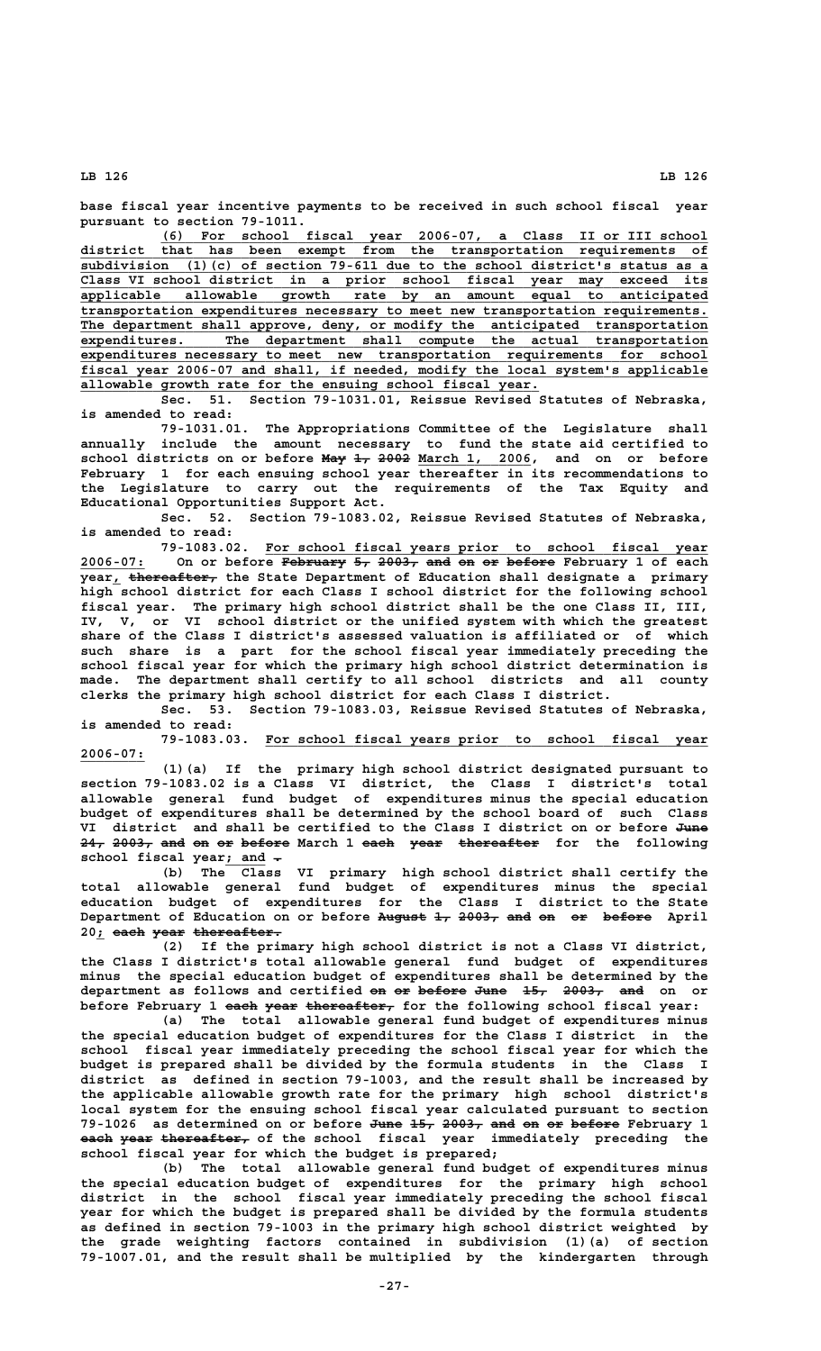base fiscal year incentive payments to be received in such school fiscal year pursuant to section 79-1011.

(6) For school fiscal year 2006-07, a Class II or III school district that has been exempt from the transportation requirements of subdivision (1)(c) of section 79-611 due to the school district's status as a Class VI school district in a prior school fiscal year may exceed its applicable allowable growth rate by an amount equal to anticipated transportation expenditures necessary to meet new transportation requirements. The department shall approve, deny, or modify the anticipated transportation expenditures. The department shall compute the actual transportation expenditures necessary to meet new transportation requirements for school fiscal year 2006-07 and shall, if needed, modify the local system's applicable allowable growth rate for the ensuing school fiscal year.

Sec. 51. Section 79-1031.01, Reissue Revised Statutes of Nebraska, is amended to read:

79-1031.01. The Appropriations Committee of the Legislature shall annually include the amount necessary to fund the state aid certified to school districts on or before ~~May 1, 2002~~ March 1, 2006, and on or before February 1 for each ensuing school year thereafter in its recommendations to the Legislature to carry out the requirements of the Tax Equity and Educational Opportunities Support Act.

Sec. 52. Section 79-1083.02, Reissue Revised Statutes of Nebraska, is amended to read:

79-1083.02. For school fiscal years prior to school fiscal year 2006-07: On or before ~~February 5, 2003, and on or before~~ February 1 of each year, ~~thereafter,~~ the State Department of Education shall designate a primary high school district for each Class I school district for the following school fiscal year. The primary high school district shall be the one Class II, III, IV, V, or VI school district or the unified system with which the greatest share of the Class I district's assessed valuation is affiliated or of which such share is a part for the school fiscal year immediately preceding the school fiscal year for which the primary high school district determination is made. The department shall certify to all school districts and all county clerks the primary high school district for each Class I district.

Sec. 53. Section 79-1083.03, Reissue Revised Statutes of Nebraska, is amended to read:

79-1083.03. For school fiscal years prior to school fiscal year 2006-07:

(1)(a) If the primary high school district designated pursuant to section 79-1083.02 is a Class VI district, the Class I district's total allowable general fund budget of expenditures minus the special education budget of expenditures shall be determined by the school board of such Class VI district and shall be certified to the Class I district on or before ~~June 24, 2003, and on or before~~ March 1 ~~each year thereafter~~ for the following school fiscal year; and ~~.~~

(b) The Class VI primary high school district shall certify the total allowable general fund budget of expenditures minus the special education budget of expenditures for the Class I district to the State Department of Education on or before ~~August 1, 2003, and on or before~~ April 20; ~~each year thereafter.~~

(2) If the primary high school district is not a Class VI district, the Class I district's total allowable general fund budget of expenditures minus the special education budget of expenditures shall be determined by the department as follows and certified ~~on or before June 15, 2003, and~~ on or before February 1 ~~each year thereafter,~~ for the following school fiscal year:

(a) The total allowable general fund budget of expenditures minus the special education budget of expenditures for the Class I district in the school fiscal year immediately preceding the school fiscal year for which the budget is prepared shall be divided by the formula students in the Class I district as defined in section 79-1003, and the result shall be increased by the applicable allowable growth rate for the primary high school district's local system for the ensuing school fiscal year calculated pursuant to section 79-1026 as determined on or before ~~June 15, 2003, and on or before~~ February 1 ~~each year thereafter,~~ of the school fiscal year immediately preceding the school fiscal year for which the budget is prepared;

(b) The total allowable general fund budget of expenditures minus the special education budget of expenditures for the primary high school district in the school fiscal year immediately preceding the school fiscal year for which the budget is prepared shall be divided by the formula students as defined in section 79-1003 in the primary high school district weighted by the grade weighting factors contained in subdivision (1)(a) of section 79-1007.01, and the result shall be multiplied by the kindergarten through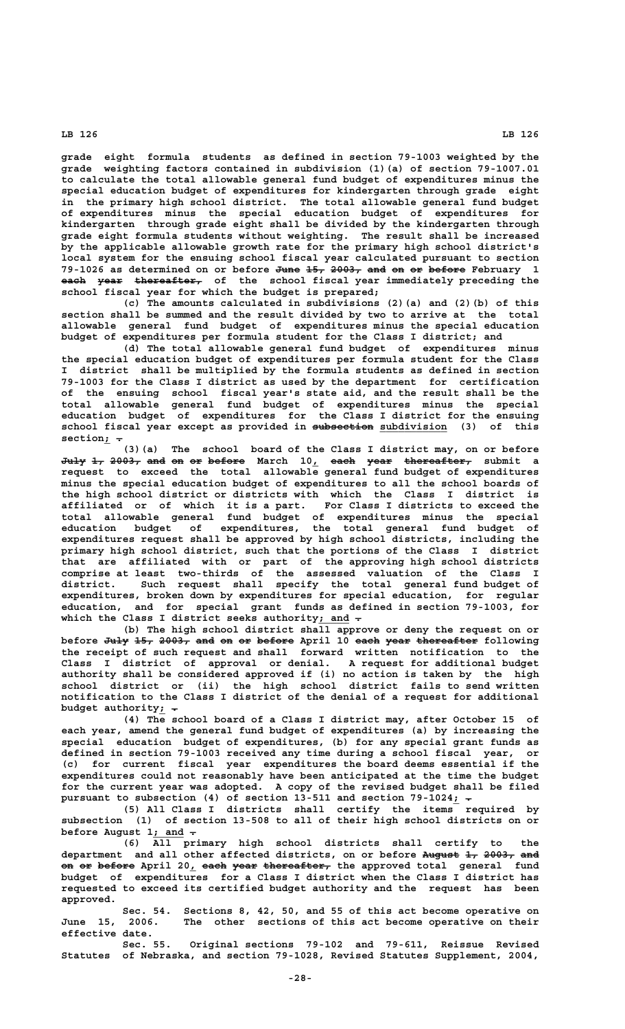grade eight formula students as defined in section 79-1003 weighted by the grade weighting factors contained in subdivision (1)(a) of section 79-1007.01 to calculate the total allowable general fund budget of expenditures minus the special education budget of expenditures for kindergarten through grade eight in the primary high school district. The total allowable general fund budget of expenditures minus the special education budget of expenditures for kindergarten through grade eight shall be divided by the kindergarten through grade eight formula students without weighting. The result shall be increased by the applicable allowable growth rate for the primary high school district's local system for the ensuing school fiscal year calculated pursuant to section 79-1026 as determined on or before ~~June 15, 2003, and on or before~~ February 1 ~~each year thereafter,~~ of the school fiscal year immediately preceding the school fiscal year for which the budget is prepared;

(c) The amounts calculated in subdivisions (2)(a) and (2)(b) of this section shall be summed and the result divided by two to arrive at the total allowable general fund budget of expenditures minus the special education budget of expenditures per formula student for the Class I district; and

(d) The total allowable general fund budget of expenditures minus the special education budget of expenditures per formula student for the Class I district shall be multiplied by the formula students as defined in section 79-1003 for the Class I district as used by the department for certification of the ensuing school fiscal year's state aid, and the result shall be the total allowable general fund budget of expenditures minus the special education budget of expenditures for the Class I district for the ensuing school fiscal year except as provided in ~~subsection~~ subdivision (3) of this section; ~~.~~

(3)(a) The school board of the Class I district may, on or before ~~July 1, 2003, and on or before~~ March 10, ~~each year thereafter,~~ submit a request to exceed the total allowable general fund budget of expenditures minus the special education budget of expenditures to all the school boards of the high school district or districts with which the Class I district is affiliated or of which it is a part. For Class I districts to exceed the total allowable general fund budget of expenditures minus the special education budget of expenditures, the total general fund budget of expenditures request shall be approved by high school districts, including the primary high school district, such that the portions of the Class I district that are affiliated with or part of the approving high school districts comprise at least two-thirds of the assessed valuation of the Class I district. Such request shall specify the total general fund budget of expenditures, broken down by expenditures for special education, for regular education, and for special grant funds as defined in section 79-1003, for which the Class I district seeks authority; and ~~.~~

(b) The high school district shall approve or deny the request on or before ~~July 15, 2003, and on or before~~ April 10 ~~each year thereafter~~ following the receipt of such request and shall forward written notification to the Class I district of approval or denial. A request for additional budget authority shall be considered approved if (i) no action is taken by the high school district or (ii) the high school district fails to send written notification to the Class I district of the denial of a request for additional budget authority; ~~.~~

(4) The school board of a Class I district may, after October 15 of each year, amend the general fund budget of expenditures (a) by increasing the special education budget of expenditures, (b) for any special grant funds as defined in section 79-1003 received any time during a school fiscal year, or (c) for current fiscal year expenditures the board deems essential if the expenditures could not reasonably have been anticipated at the time the budget for the current year was adopted. A copy of the revised budget shall be filed pursuant to subsection (4) of section 13-511 and section 79-1024; ~~.~~

(5) All Class I districts shall certify the items required by subsection (1) of section 13-508 to all of their high school districts on or before August 1; and ~~.~~

(6) All primary high school districts shall certify to the department and all other affected districts, on or before ~~August 1, 2003, and on or before~~ April 20, ~~each year thereafter,~~ the approved total general fund budget of expenditures for a Class I district when the Class I district has requested to exceed its certified budget authority and the request has been approved.

Sec. 54. Sections 8, 42, 50, and 55 of this act become operative on June 15, 2006. The other sections of this act become operative on their effective date.

Sec. 55. Original sections 79-102 and 79-611, Reissue Revised Statutes of Nebraska, and section 79-1028, Revised Statutes Supplement, 2004,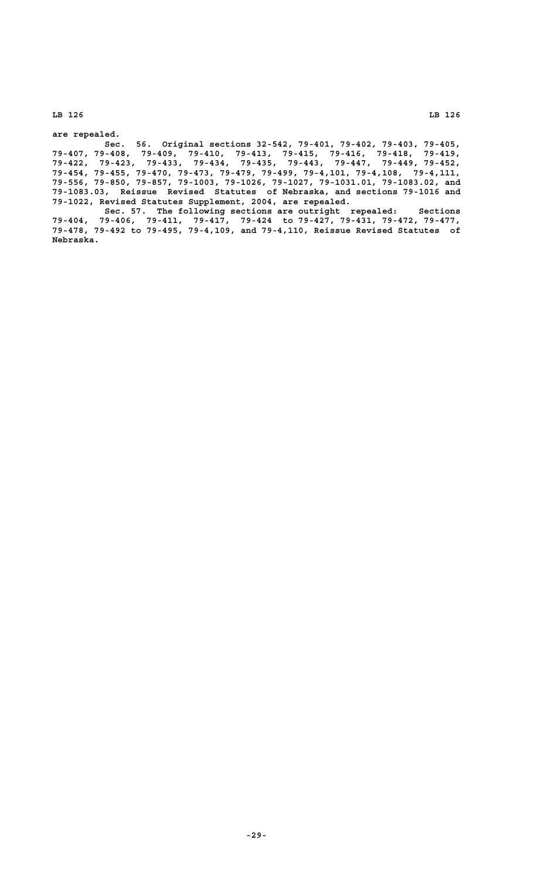are repealed.

Sec. 56. Original sections 32-542, 79-401, 79-402, 79-403, 79-405, 79-407, 79-408, 79-409, 79-410, 79-413, 79-415, 79-416, 79-418, 79-419, 79-422, 79-423, 79-433, 79-434, 79-435, 79-443, 79-447, 79-449, 79-452, 79-454, 79-455, 79-470, 79-473, 79-479, 79-499, 79-4,101, 79-4,108, 79-4,111, 79-556, 79-850, 79-857, 79-1003, 79-1026, 79-1027, 79-1031.01, 79-1083.02, and 79-1083.03, Reissue Revised Statutes of Nebraska, and sections 79-1016 and 79-1022, Revised Statutes Supplement, 2004, are repealed.

Sec. 57. The following sections are outright repealed: Sections 79-404, 79-406, 79-411, 79-417, 79-424 to 79-427, 79-431, 79-472, 79-477, 79-478, 79-492 to 79-495, 79-4,109, and 79-4,110, Reissue Revised Statutes of Nebraska.